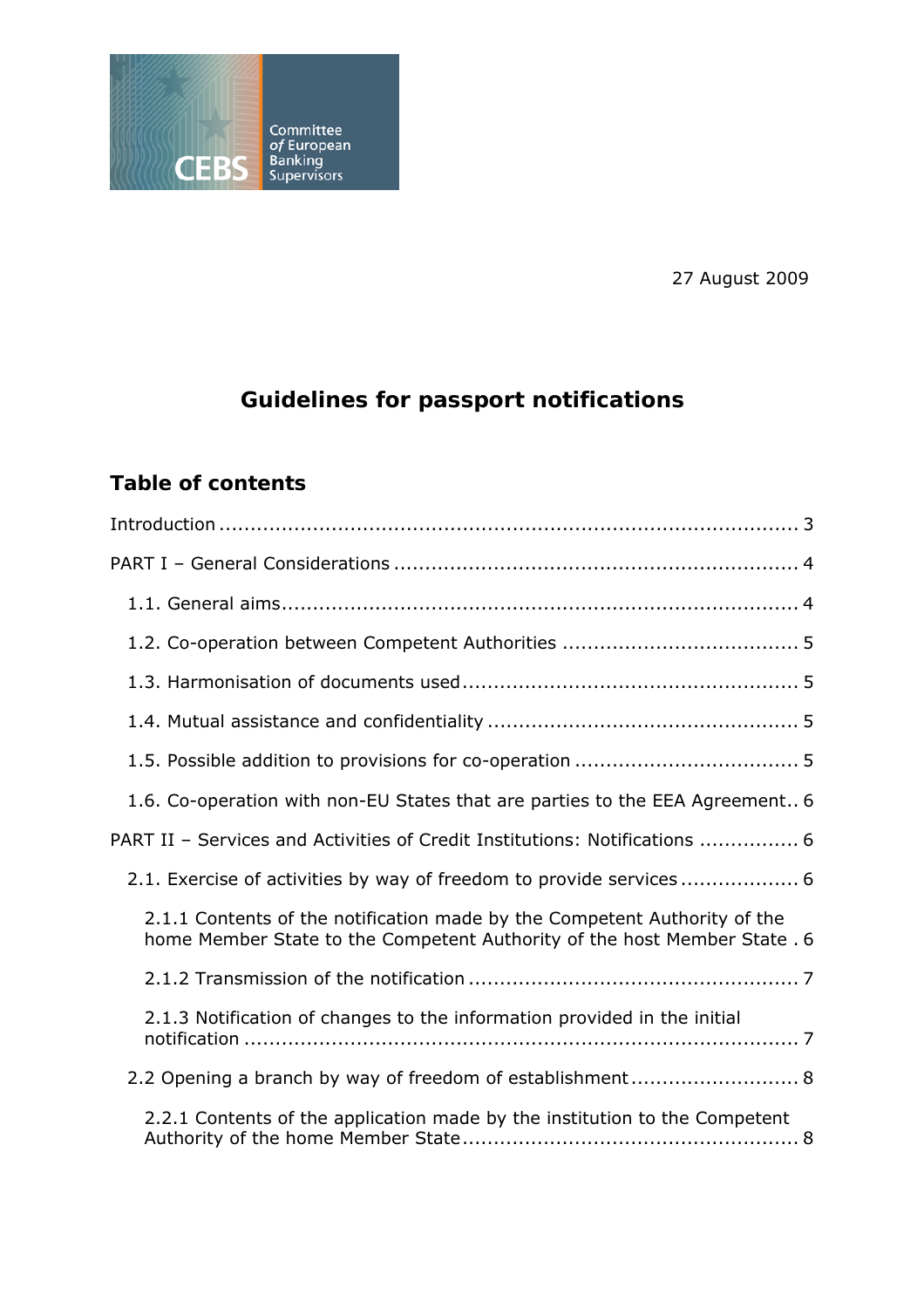Committee of European Banking Supervisors

CEBS

27 August 2009

# Guidelines for passport notifications

## Table of contents

Introduction ............................................................................................ 3

PART I – General Considerations ................................................................ 4

- 1.1. General aims.................................................................................. 4
- 1.2. Co-operation between Competent Authorities ..................................... 5
- 1.3. Harmonisation of documents used..................................................... 5
- 1.4. Mutual assistance and confidentiality ................................................. 5
- 1.5. Possible addition to provisions for co-operation ................................... 5
- 1.6. Co-operation with non-EU States that are parties to the EEA Agreement.. 6

PART II – Services and Activities of Credit Institutions: Notifications ................ 6

- 2.1. Exercise of activities by way of freedom to provide services .................. 6
  - 2.1.1 Contents of the notification made by the Competent Authority of the home Member State to the Competent Authority of the host Member State . 6
  - 2.1.2 Transmission of the notification .................................................... 7
  - 2.1.3 Notification of changes to the information provided in the initial notification ......................................................................................... 7
- 2.2 Opening a branch by way of freedom of establishment .......................... 8
  - 2.2.1 Contents of the application made by the institution to the Competent Authority of the home Member State ..................................................... 8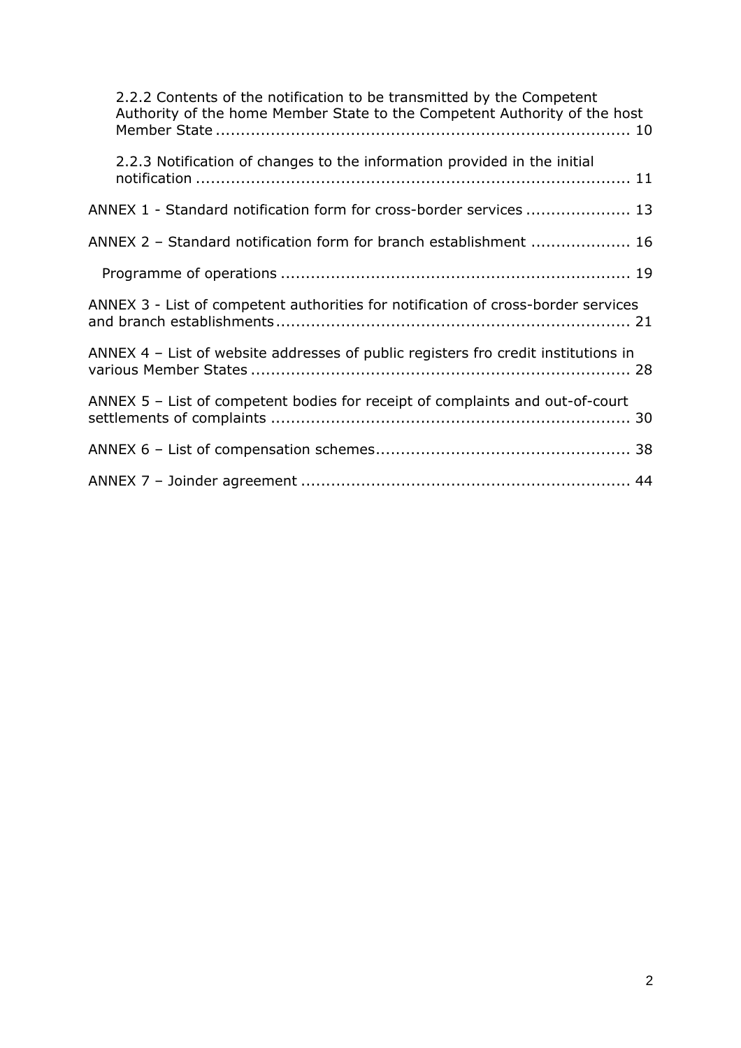2.2.2 Contents of the notification to be transmitted by the Competent Authority of the home Member State to the Competent Authority of the host Member State ........ 10

2.2.3 Notification of changes to the information provided in the initial notification ........ 11

ANNEX 1 - Standard notification form for cross-border services ........ 13

ANNEX 2 – Standard notification form for branch establishment ........ 16

Programme of operations ........ 19

ANNEX 3 - List of competent authorities for notification of cross-border services and branch establishments ........ 21

ANNEX 4 – List of website addresses of public registers fro credit institutions in various Member States ........ 28

ANNEX 5 – List of competent bodies for receipt of complaints and out-of-court settlements of complaints ........ 30

ANNEX 6 – List of compensation schemes ........ 38

ANNEX 7 – Joinder agreement ........ 44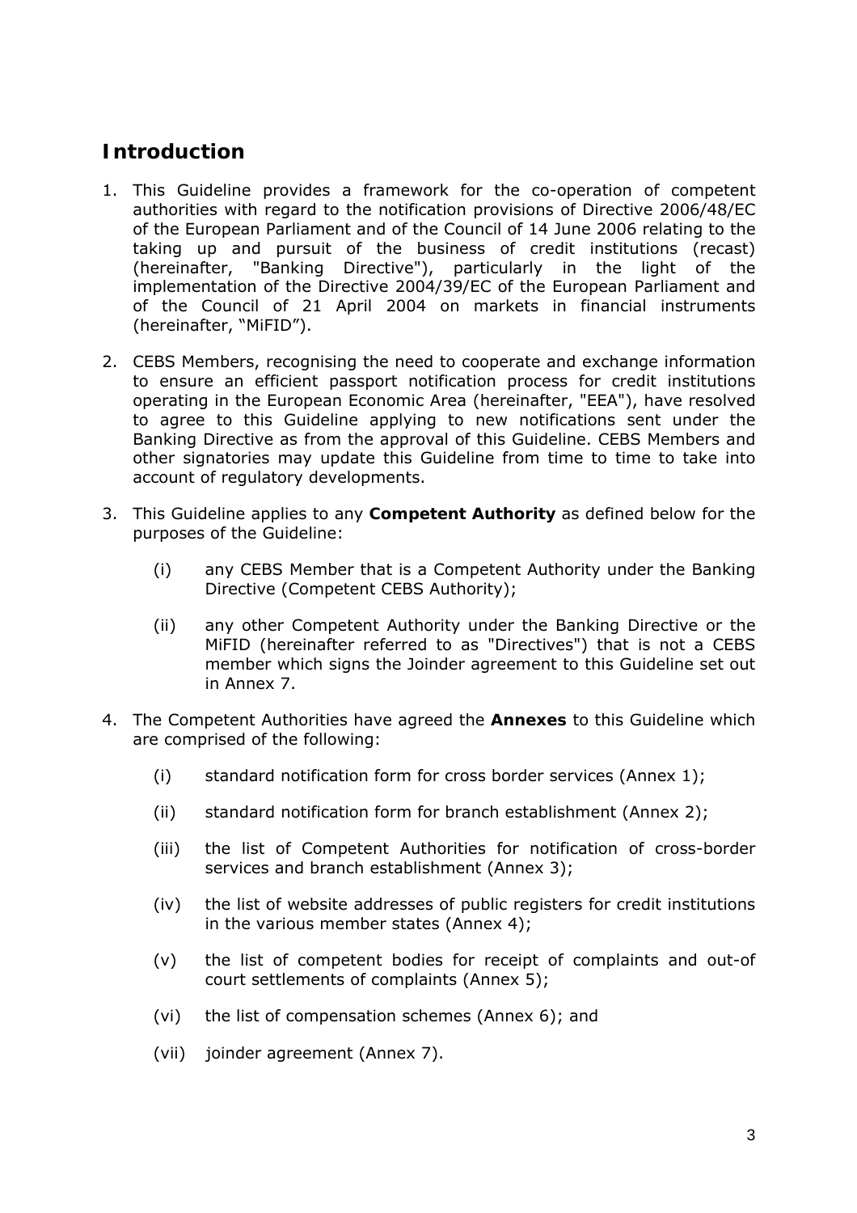# Introduction

1. This Guideline provides a framework for the co-operation of competent authorities with regard to the notification provisions of Directive 2006/48/EC of the European Parliament and of the Council of 14 June 2006 relating to the taking up and pursuit of the business of credit institutions (recast) (hereinafter, "Banking Directive"), particularly in the light of the implementation of the Directive 2004/39/EC of the European Parliament and of the Council of 21 April 2004 on markets in financial instruments (hereinafter, "MiFID").

2. CEBS Members, recognising the need to cooperate and exchange information to ensure an efficient passport notification process for credit institutions operating in the European Economic Area (hereinafter, "EEA"), have resolved to agree to this Guideline applying to new notifications sent under the Banking Directive as from the approval of this Guideline. CEBS Members and other signatories may update this Guideline from time to time to take into account of regulatory developments.

3. This Guideline applies to any **Competent Authority** as defined below for the purposes of the Guideline:

    (i) any CEBS Member that is a Competent Authority under the Banking Directive (Competent CEBS Authority);

    (ii) any other Competent Authority under the Banking Directive or the MiFID (hereinafter referred to as "Directives") that is not a CEBS member which signs the Joinder agreement to this Guideline set out in Annex 7.

4. The Competent Authorities have agreed the **Annexes** to this Guideline which are comprised of the following:

    (i) standard notification form for cross border services (Annex 1);

    (ii) standard notification form for branch establishment (Annex 2);

    (iii) the list of Competent Authorities for notification of cross-border services and branch establishment (Annex 3);

    (iv) the list of website addresses of public registers for credit institutions in the various member states (Annex 4);

    (v) the list of competent bodies for receipt of complaints and out-of court settlements of complaints (Annex 5);

    (vi) the list of compensation schemes (Annex 6); and

    (vii) joinder agreement (Annex 7).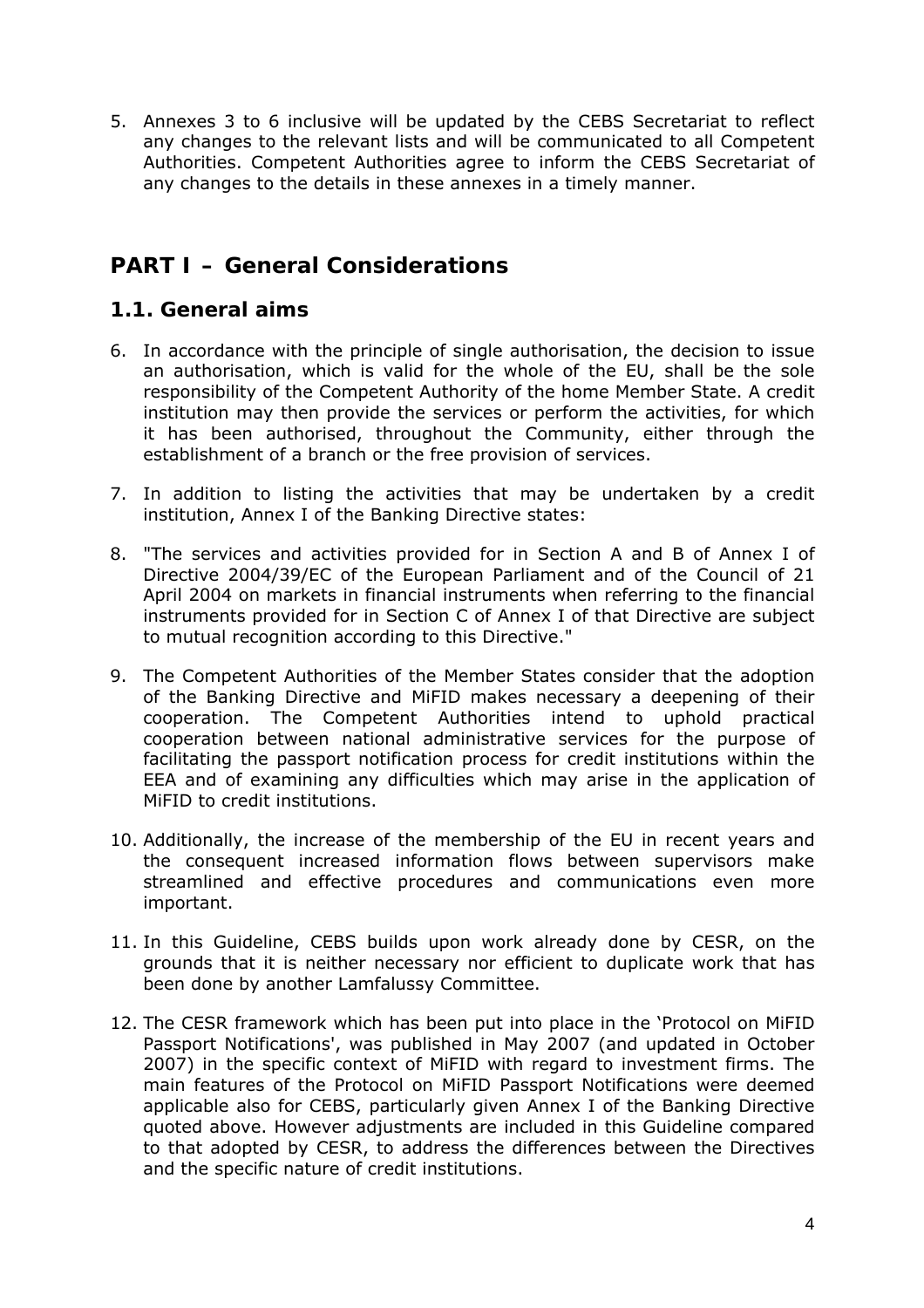5. Annexes 3 to 6 inclusive will be updated by the CEBS Secretariat to reflect any changes to the relevant lists and will be communicated to all Competent Authorities. Competent Authorities agree to inform the CEBS Secretariat of any changes to the details in these annexes in a timely manner.

# PART I – General Considerations

## 1.1. General aims

6. In accordance with the principle of single authorisation, the decision to issue an authorisation, which is valid for the whole of the EU, shall be the sole responsibility of the Competent Authority of the home Member State. A credit institution may then provide the services or perform the activities, for which it has been authorised, throughout the Community, either through the establishment of a branch or the free provision of services.

7. In addition to listing the activities that may be undertaken by a credit institution, Annex I of the Banking Directive states:

8. "The services and activities provided for in Section A and B of Annex I of Directive 2004/39/EC of the European Parliament and of the Council of 21 April 2004 on markets in financial instruments when referring to the financial instruments provided for in Section C of Annex I of that Directive are subject to mutual recognition according to this Directive."

9. The Competent Authorities of the Member States consider that the adoption of the Banking Directive and MiFID makes necessary a deepening of their cooperation. The Competent Authorities intend to uphold practical cooperation between national administrative services for the purpose of facilitating the passport notification process for credit institutions within the EEA and of examining any difficulties which may arise in the application of MiFID to credit institutions.

10. Additionally, the increase of the membership of the EU in recent years and the consequent increased information flows between supervisors make streamlined and effective procedures and communications even more important.

11. In this Guideline, CEBS builds upon work already done by CESR, on the grounds that it is neither necessary nor efficient to duplicate work that has been done by another Lamfalussy Committee.

12. The CESR framework which has been put into place in the 'Protocol on MiFID Passport Notifications', was published in May 2007 (and updated in October 2007) in the specific context of MiFID with regard to investment firms. The main features of the Protocol on MiFID Passport Notifications were deemed applicable also for CEBS, particularly given Annex I of the Banking Directive quoted above. However adjustments are included in this Guideline compared to that adopted by CESR, to address the differences between the Directives and the specific nature of credit institutions.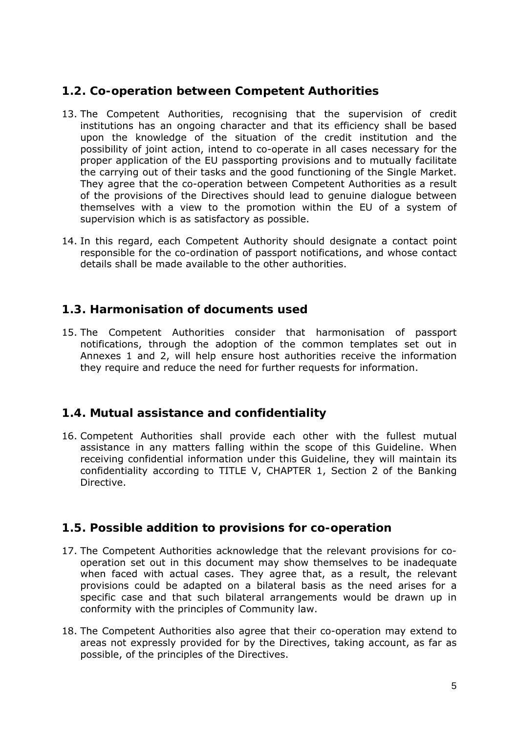## 1.2. Co-operation between Competent Authorities

13. The Competent Authorities, recognising that the supervision of credit institutions has an ongoing character and that its efficiency shall be based upon the knowledge of the situation of the credit institution and the possibility of joint action, intend to co-operate in all cases necessary for the proper application of the EU passporting provisions and to mutually facilitate the carrying out of their tasks and the good functioning of the Single Market. They agree that the co-operation between Competent Authorities as a result of the provisions of the Directives should lead to genuine dialogue between themselves with a view to the promotion within the EU of a system of supervision which is as satisfactory as possible.

14. In this regard, each Competent Authority should designate a contact point responsible for the co-ordination of passport notifications, and whose contact details shall be made available to the other authorities.

## 1.3. Harmonisation of documents used

15. The Competent Authorities consider that harmonisation of passport notifications, through the adoption of the common templates set out in Annexes 1 and 2, will help ensure host authorities receive the information they require and reduce the need for further requests for information.

## 1.4. Mutual assistance and confidentiality

16. Competent Authorities shall provide each other with the fullest mutual assistance in any matters falling within the scope of this Guideline. When receiving confidential information under this Guideline, they will maintain its confidentiality according to TITLE V, CHAPTER 1, Section 2 of the Banking Directive.

## 1.5. Possible addition to provisions for co-operation

17. The Competent Authorities acknowledge that the relevant provisions for co-operation set out in this document may show themselves to be inadequate when faced with actual cases. They agree that, as a result, the relevant provisions could be adapted on a bilateral basis as the need arises for a specific case and that such bilateral arrangements would be drawn up in conformity with the principles of Community law.

18. The Competent Authorities also agree that their co-operation may extend to areas not expressly provided for by the Directives, taking account, as far as possible, of the principles of the Directives.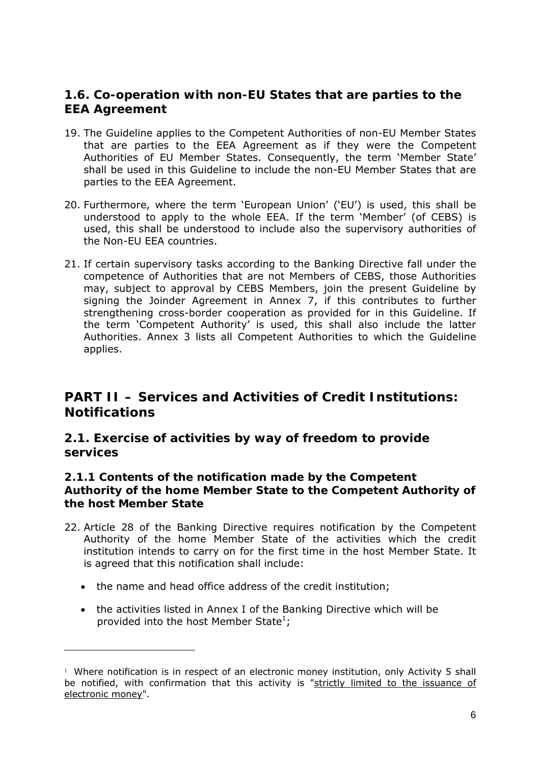## 1.6. Co-operation with non-EU States that are parties to the EEA Agreement

19. The Guideline applies to the Competent Authorities of non-EU Member States that are parties to the EEA Agreement as if they were the Competent Authorities of EU Member States. Consequently, the term 'Member State' shall be used in this Guideline to include the non-EU Member States that are parties to the EEA Agreement.

20. Furthermore, where the term 'European Union' ('EU') is used, this shall be understood to apply to the whole EEA. If the term 'Member' (of CEBS) is used, this shall be understood to include also the supervisory authorities of the Non-EU EEA countries.

21. If certain supervisory tasks according to the Banking Directive fall under the competence of Authorities that are not Members of CEBS, those Authorities may, subject to approval by CEBS Members, join the present Guideline by signing the Joinder Agreement in Annex 7, if this contributes to further strengthening cross-border cooperation as provided for in this Guideline. If the term 'Competent Authority' is used, this shall also include the latter Authorities. Annex 3 lists all Competent Authorities to which the Guideline applies.

# PART II – Services and Activities of Credit Institutions: Notifications

## 2.1. Exercise of activities by way of freedom to provide services

### 2.1.1 Contents of the notification made by the Competent Authority of the home Member State to the Competent Authority of the host Member State

22. Article 28 of the Banking Directive requires notification by the Competent Authority of the home Member State of the activities which the credit institution intends to carry on for the first time in the host Member State. It is agreed that this notification shall include:

    - the name and head office address of the credit institution;
    - the activities listed in Annex I of the Banking Directive which will be provided into the host Member State[1];

---

[1] Where notification is in respect of an electronic money institution, only Activity 5 shall be notified, with confirmation that this activity is "strictly limited to the issuance of electronic money".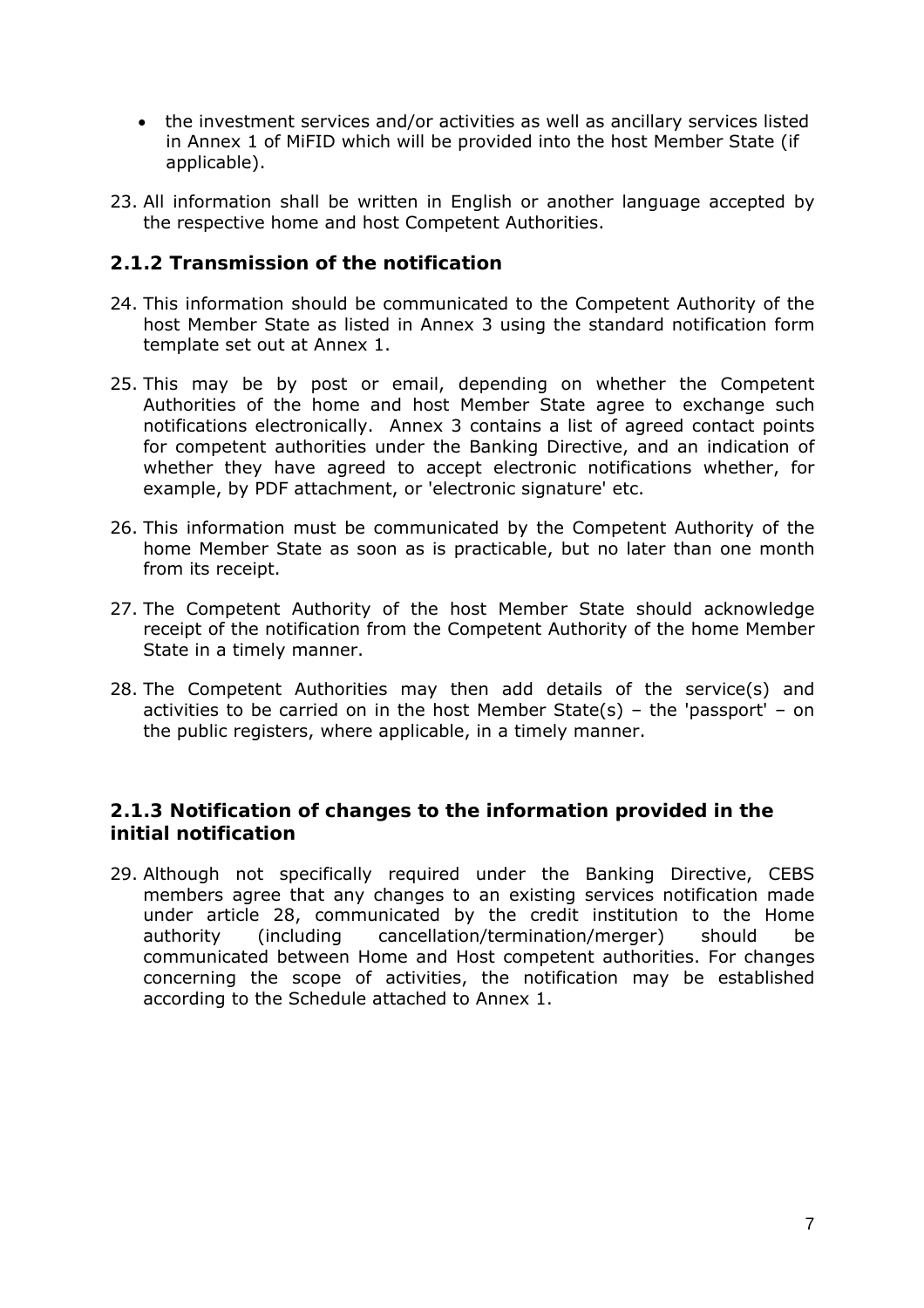- the investment services and/or activities as well as ancillary services listed in Annex 1 of MiFID which will be provided into the host Member State (if applicable).

23. All information shall be written in English or another language accepted by the respective home and host Competent Authorities.

### 2.1.2 Transmission of the notification

24. This information should be communicated to the Competent Authority of the host Member State as listed in Annex 3 using the standard notification form template set out at Annex 1.

25. This may be by post or email, depending on whether the Competent Authorities of the home and host Member State agree to exchange such notifications electronically. Annex 3 contains a list of agreed contact points for competent authorities under the Banking Directive, and an indication of whether they have agreed to accept electronic notifications whether, for example, by PDF attachment, or 'electronic signature' etc.

26. This information must be communicated by the Competent Authority of the home Member State as soon as is practicable, but no later than one month from its receipt.

27. The Competent Authority of the host Member State should acknowledge receipt of the notification from the Competent Authority of the home Member State in a timely manner.

28. The Competent Authorities may then add details of the service(s) and activities to be carried on in the host Member State(s) – the 'passport' – on the public registers, where applicable, in a timely manner.

### 2.1.3 Notification of changes to the information provided in the initial notification

29. Although not specifically required under the Banking Directive, CEBS members agree that any changes to an existing services notification made under article 28, communicated by the credit institution to the Home authority (including cancellation/termination/merger) should be communicated between Home and Host competent authorities. For changes concerning the scope of activities, the notification may be established according to the Schedule attached to Annex 1.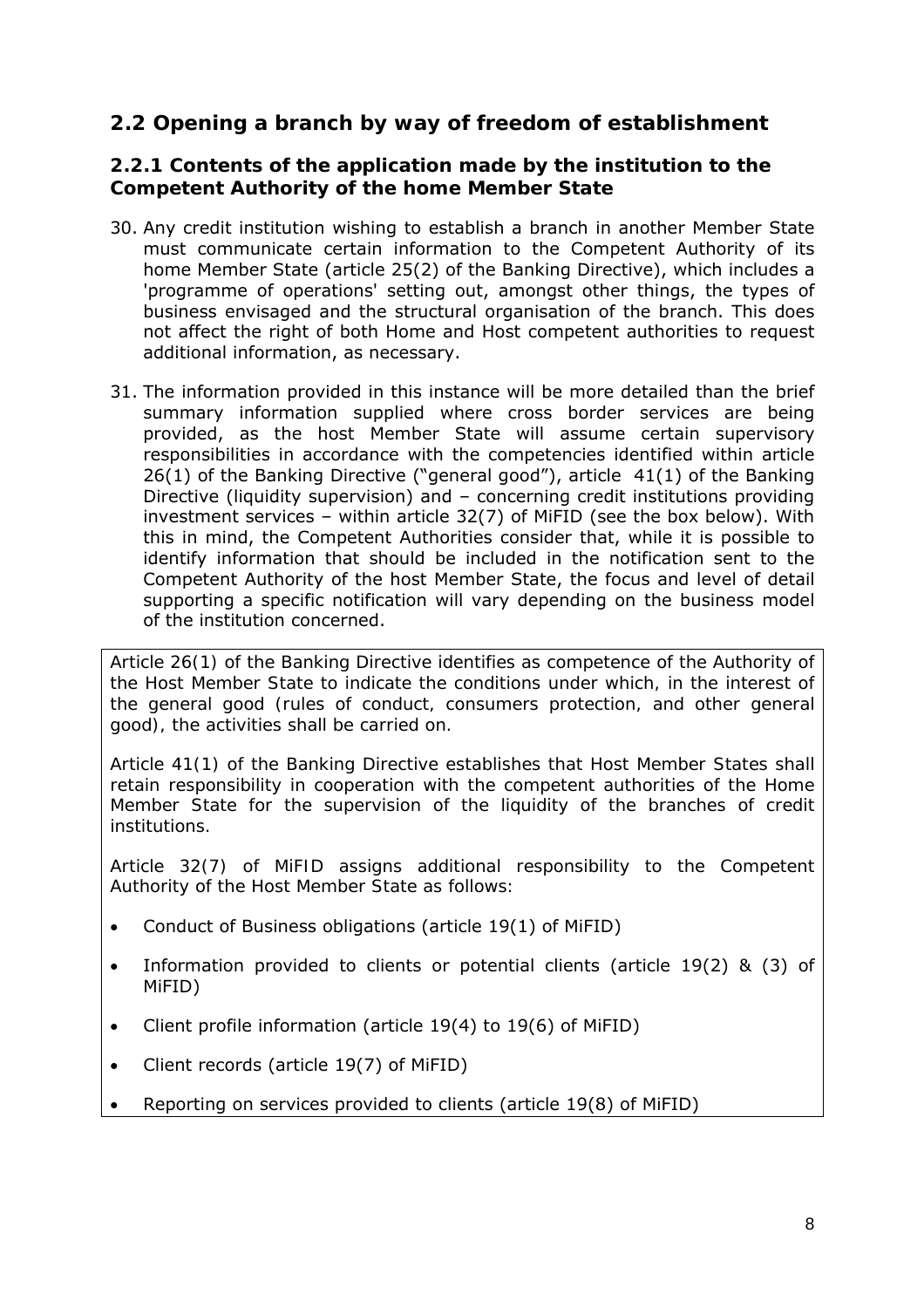## 2.2 Opening a branch by way of freedom of establishment

### 2.2.1 Contents of the application made by the institution to the Competent Authority of the home Member State

30. Any credit institution wishing to establish a branch in another Member State must communicate certain information to the Competent Authority of its home Member State (article 25(2) of the Banking Directive), which includes a 'programme of operations' setting out, amongst other things, the types of business envisaged and the structural organisation of the branch. This does not affect the right of both Home and Host competent authorities to request additional information, as necessary.

31. The information provided in this instance will be more detailed than the brief summary information supplied where cross border services are being provided, as the host Member State will assume certain supervisory responsibilities in accordance with the competencies identified within article 26(1) of the Banking Directive ("general good"), article 41(1) of the Banking Directive (liquidity supervision) and – concerning credit institutions providing investment services – within article 32(7) of MiFID (see the box below). With this in mind, the Competent Authorities consider that, while it is possible to identify information that should be included in the notification sent to the Competent Authority of the host Member State, the focus and level of detail supporting a specific notification will vary depending on the business model of the institution concerned.

> Article 26(1) of the Banking Directive identifies as competence of the Authority of the Host Member State to indicate the conditions under which, in the interest of the general good (rules of conduct, consumers protection, and other general good), the activities shall be carried on.
>
> Article 41(1) of the Banking Directive establishes that Host Member States shall retain responsibility in cooperation with the competent authorities of the Home Member State for the supervision of the liquidity of the branches of credit institutions.
>
> Article 32(7) of MiFID assigns additional responsibility to the Competent Authority of the Host Member State as follows:
>
> - Conduct of Business obligations (article 19(1) of MiFID)
> - Information provided to clients or potential clients (article 19(2) & (3) of MiFID)
> - Client profile information (article 19(4) to 19(6) of MiFID)
> - Client records (article 19(7) of MiFID)
> - Reporting on services provided to clients (article 19(8) of MiFID)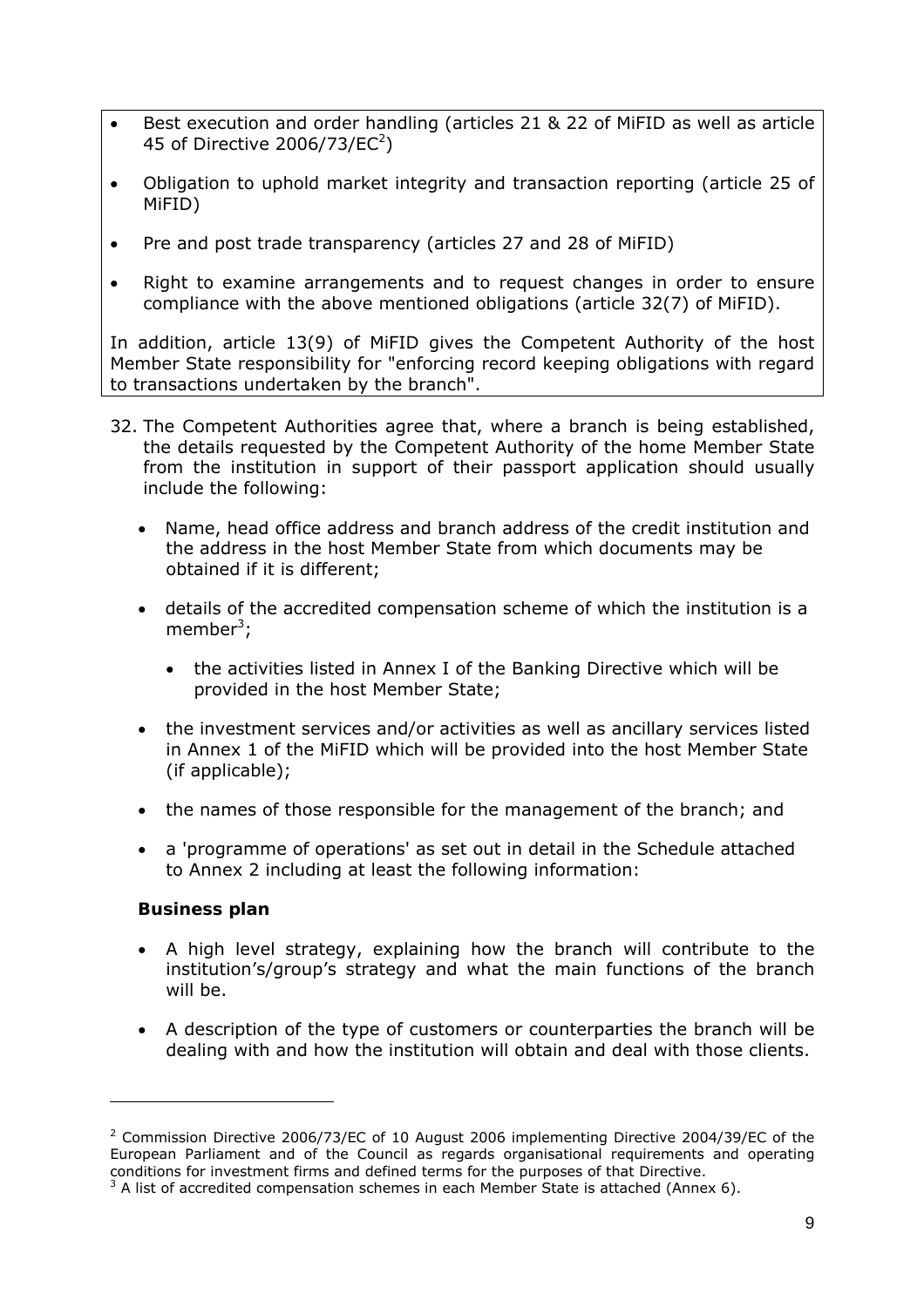- Best execution and order handling (articles 21 & 22 of MiFID as well as article 45 of Directive 2006/73/EC[2])
- Obligation to uphold market integrity and transaction reporting (article 25 of MiFID)
- Pre and post trade transparency (articles 27 and 28 of MiFID)
- Right to examine arrangements and to request changes in order to ensure compliance with the above mentioned obligations (article 32(7) of MiFID).

In addition, article 13(9) of MiFID gives the Competent Authority of the host Member State responsibility for "enforcing record keeping obligations with regard to transactions undertaken by the branch".

32. The Competent Authorities agree that, where a branch is being established, the details requested by the Competent Authority of the home Member State from the institution in support of their passport application should usually include the following:

    - Name, head office address and branch address of the credit institution and the address in the host Member State from which documents may be obtained if it is different;
    - details of the accredited compensation scheme of which the institution is a member[3];
        - the activities listed in Annex I of the Banking Directive which will be provided in the host Member State;
    - the investment services and/or activities as well as ancillary services listed in Annex 1 of the MiFID which will be provided into the host Member State (if applicable);
    - the names of those responsible for the management of the branch; and
    - a 'programme of operations' as set out in detail in the Schedule attached to Annex 2 including at least the following information:

    **Business plan**

    - A high level strategy, explaining how the branch will contribute to the institution's/group's strategy and what the main functions of the branch will be.
    - A description of the type of customers or counterparties the branch will be dealing with and how the institution will obtain and deal with those clients.

---

[2] Commission Directive 2006/73/EC of 10 August 2006 implementing Directive 2004/39/EC of the European Parliament and of the Council as regards organisational requirements and operating conditions for investment firms and defined terms for the purposes of that Directive.

[3] A list of accredited compensation schemes in each Member State is attached (Annex 6).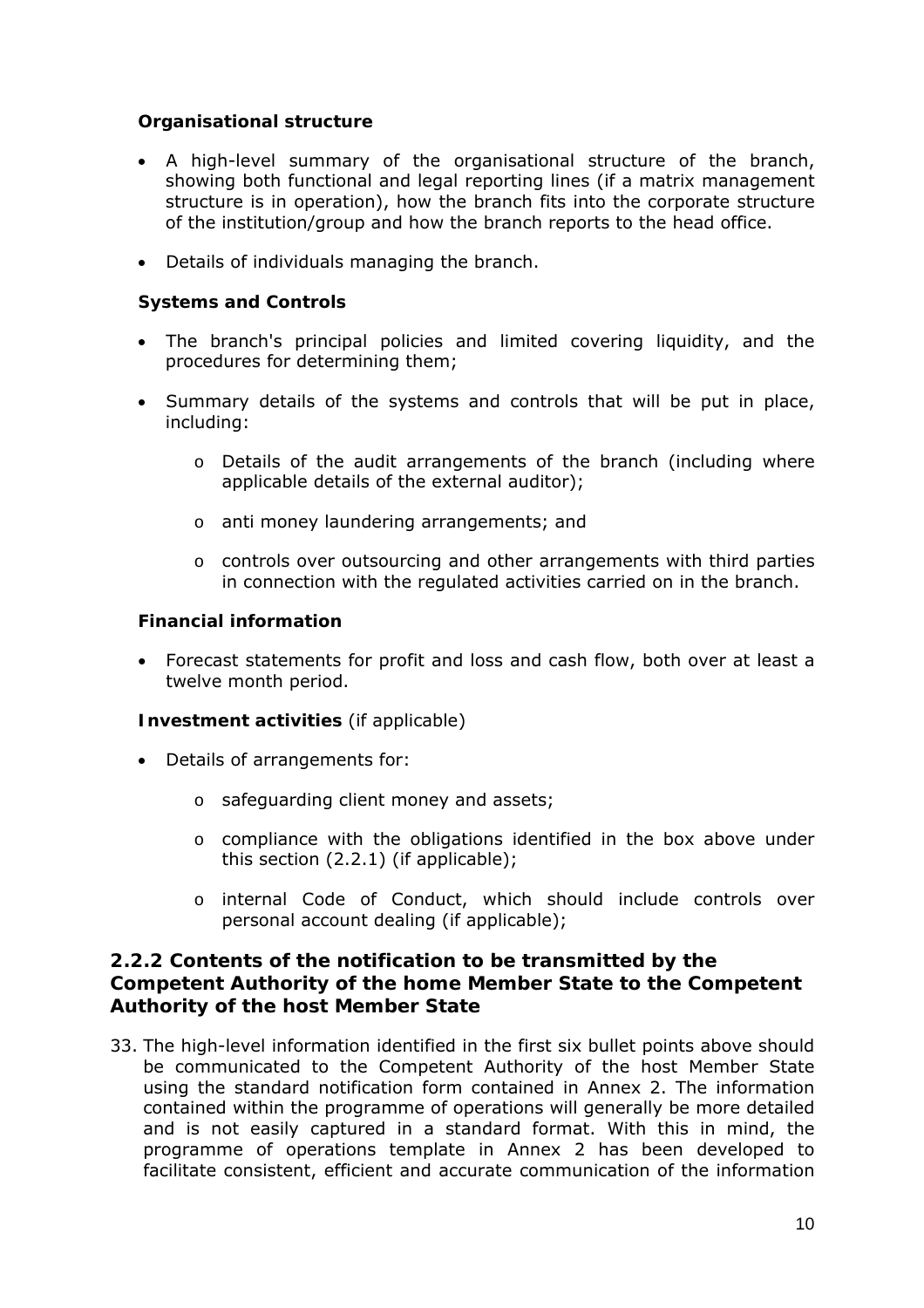**Organisational structure**

- A high-level summary of the organisational structure of the branch, showing both functional and legal reporting lines (if a matrix management structure is in operation), how the branch fits into the corporate structure of the institution/group and how the branch reports to the head office.
- Details of individuals managing the branch.

**Systems and Controls**

- The branch's principal policies and limited covering liquidity, and the procedures for determining them;
- Summary details of the systems and controls that will be put in place, including:
  - Details of the audit arrangements of the branch (including where applicable details of the external auditor);
  - anti money laundering arrangements; and
  - controls over outsourcing and other arrangements with third parties in connection with the regulated activities carried on in the branch.

**Financial information**

- Forecast statements for profit and loss and cash flow, both over at least a twelve month period.

**Investment activities** (if applicable)

- Details of arrangements for:
  - safeguarding client money and assets;
  - compliance with the obligations identified in the box above under this section (2.2.1) (if applicable);
  - internal Code of Conduct, which should include controls over personal account dealing (if applicable);

### 2.2.2 Contents of the notification to be transmitted by the Competent Authority of the home Member State to the Competent Authority of the host Member State

33. The high-level information identified in the first six bullet points above should be communicated to the Competent Authority of the host Member State using the standard notification form contained in Annex 2. The information contained within the programme of operations will generally be more detailed and is not easily captured in a standard format. With this in mind, the programme of operations template in Annex 2 has been developed to facilitate consistent, efficient and accurate communication of the information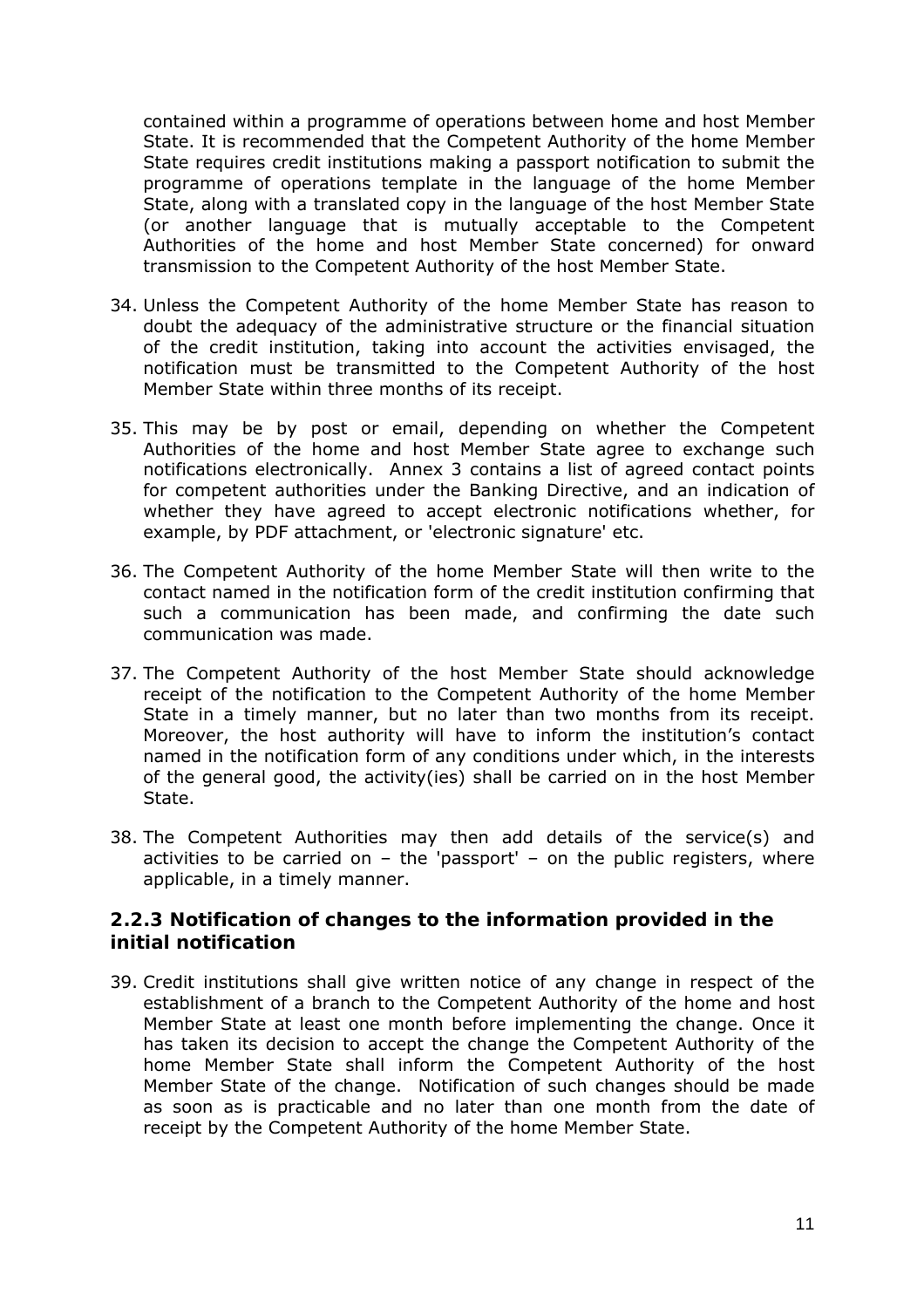contained within a programme of operations between home and host Member State. It is recommended that the Competent Authority of the home Member State requires credit institutions making a passport notification to submit the programme of operations template in the language of the home Member State, along with a translated copy in the language of the host Member State (or another language that is mutually acceptable to the Competent Authorities of the home and host Member State concerned) for onward transmission to the Competent Authority of the host Member State.

34. Unless the Competent Authority of the home Member State has reason to doubt the adequacy of the administrative structure or the financial situation of the credit institution, taking into account the activities envisaged, the notification must be transmitted to the Competent Authority of the host Member State within three months of its receipt.

35. This may be by post or email, depending on whether the Competent Authorities of the home and host Member State agree to exchange such notifications electronically. Annex 3 contains a list of agreed contact points for competent authorities under the Banking Directive, and an indication of whether they have agreed to accept electronic notifications whether, for example, by PDF attachment, or 'electronic signature' etc.

36. The Competent Authority of the home Member State will then write to the contact named in the notification form of the credit institution confirming that such a communication has been made, and confirming the date such communication was made.

37. The Competent Authority of the host Member State should acknowledge receipt of the notification to the Competent Authority of the home Member State in a timely manner, but no later than two months from its receipt. Moreover, the host authority will have to inform the institution's contact named in the notification form of any conditions under which, in the interests of the general good, the activity(ies) shall be carried on in the host Member State.

38. The Competent Authorities may then add details of the service(s) and activities to be carried on – the 'passport' – on the public registers, where applicable, in a timely manner.

### 2.2.3 Notification of changes to the information provided in the initial notification

39. Credit institutions shall give written notice of any change in respect of the establishment of a branch to the Competent Authority of the home and host Member State at least one month before implementing the change. Once it has taken its decision to accept the change the Competent Authority of the home Member State shall inform the Competent Authority of the host Member State of the change. Notification of such changes should be made as soon as is practicable and no later than one month from the date of receipt by the Competent Authority of the home Member State.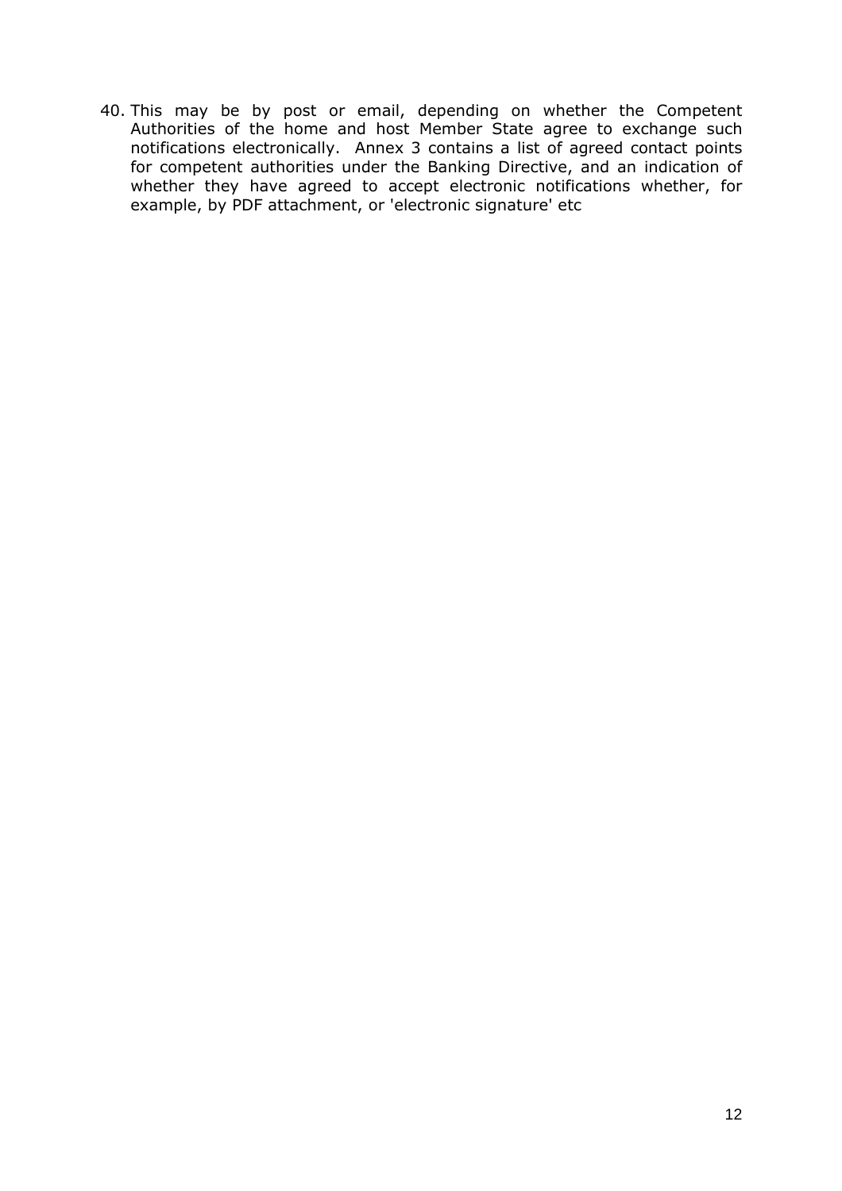40. This may be by post or email, depending on whether the Competent Authorities of the home and host Member State agree to exchange such notifications electronically. Annex 3 contains a list of agreed contact points for competent authorities under the Banking Directive, and an indication of whether they have agreed to accept electronic notifications whether, for example, by PDF attachment, or 'electronic signature' etc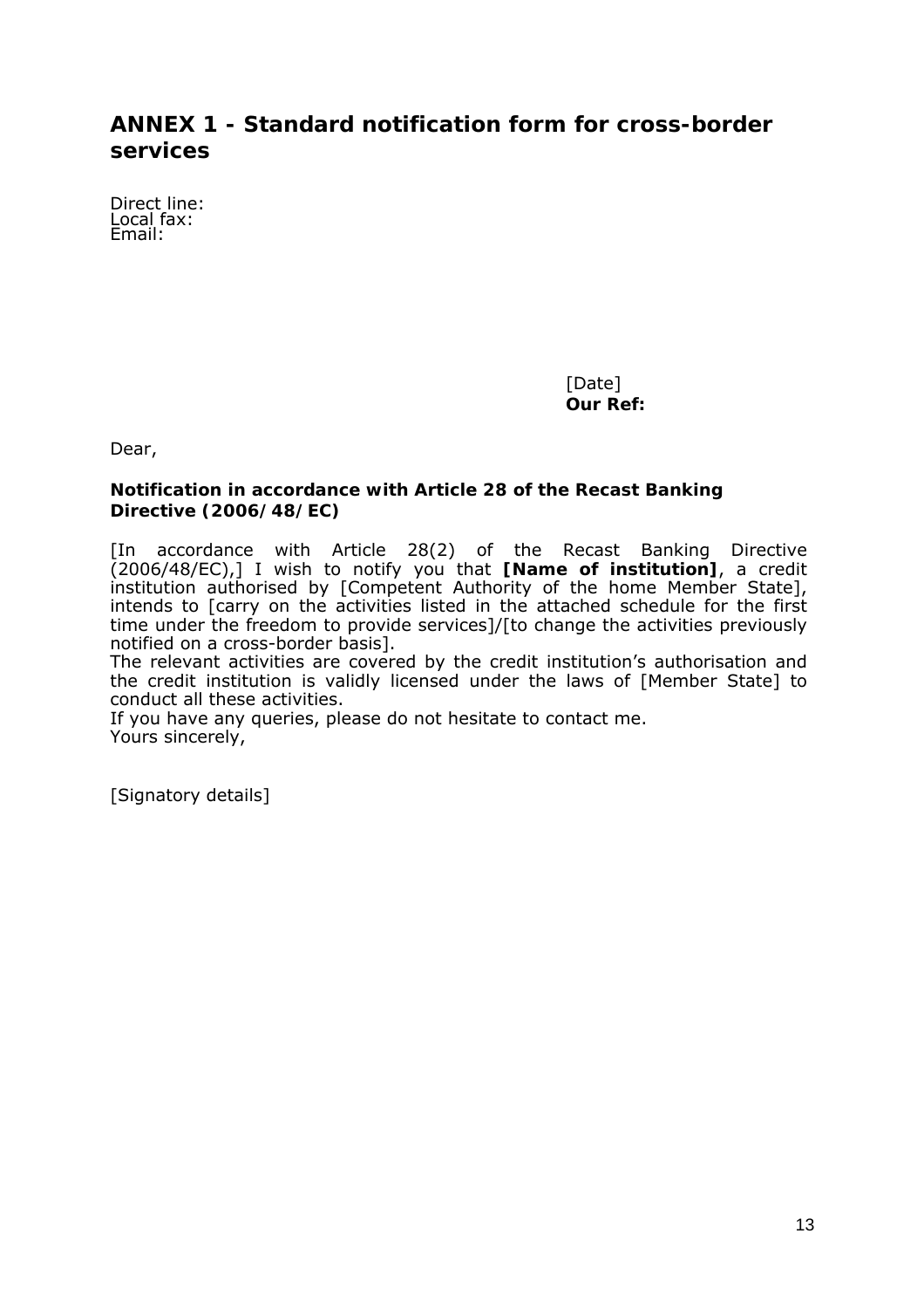## ANNEX 1 - Standard notification form for cross-border services

Direct line:
Local fax:
Email:

[Date]
**Our Ref:**

Dear,

**Notification in accordance with Article 28 of the Recast Banking Directive (2006/48/EC)**

[In accordance with Article 28(2) of the Recast Banking Directive (2006/48/EC),] I wish to notify you that **[Name of institution]**, a credit institution authorised by [Competent Authority of the home Member State], intends to [carry on the activities listed in the attached schedule for the first time under the freedom to provide services]/[to change the activities previously notified on a cross-border basis].
The relevant activities are covered by the credit institution's authorisation and the credit institution is validly licensed under the laws of [Member State] to conduct all these activities.
If you have any queries, please do not hesitate to contact me.
Yours sincerely,

[Signatory details]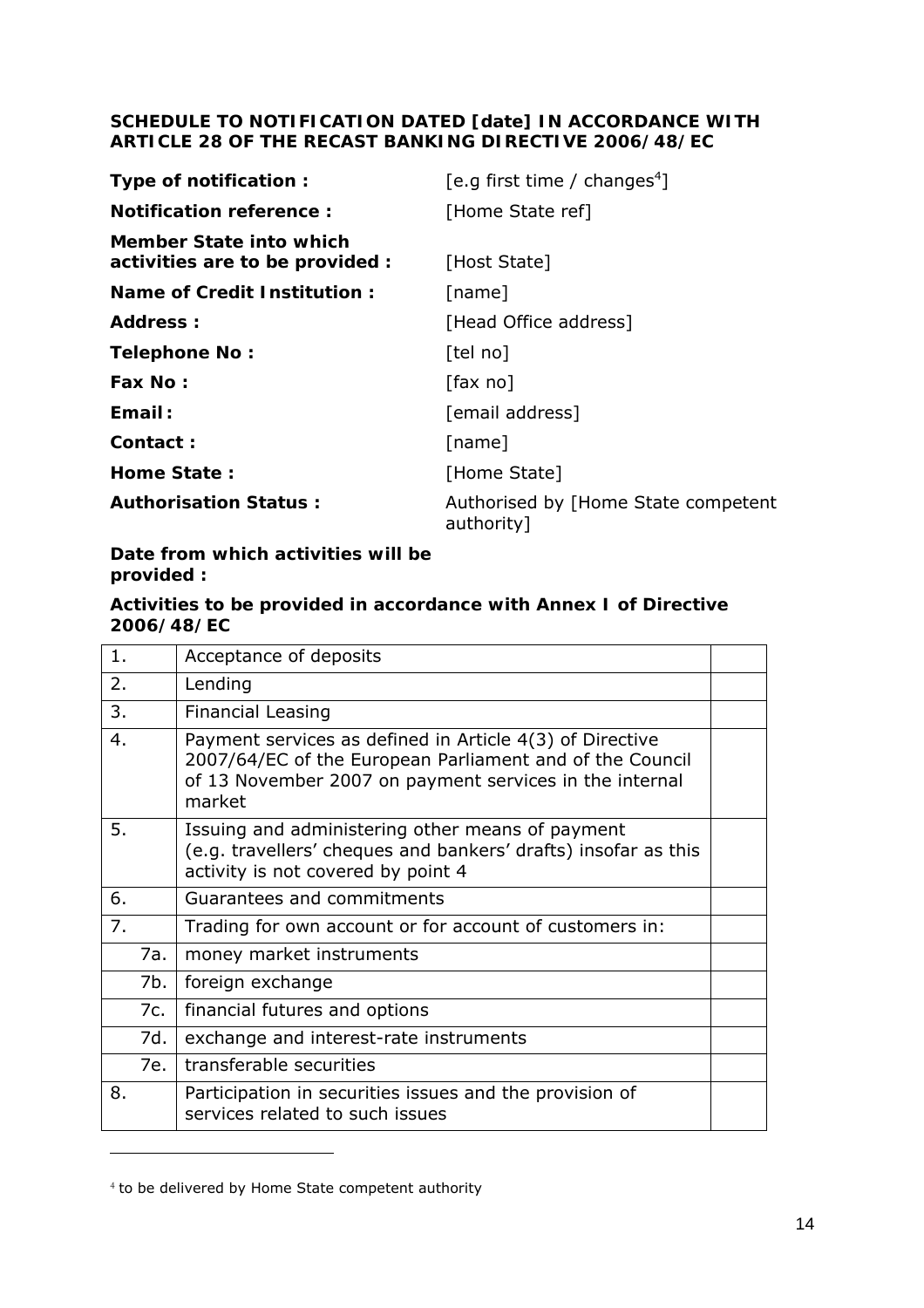**SCHEDULE TO NOTIFICATION DATED [date] IN ACCORDANCE WITH ARTICLE 28 OF THE RECAST BANKING DIRECTIVE 2006/48/EC**

| | |
|---|---|
| **Type of notification :** | [e.g first time / changes[4]] |
| **Notification reference :** | [Home State ref] |
| **Member State into which activities are to be provided :** | [Host State] |
| **Name of Credit Institution :** | [name] |
| **Address :** | [Head Office address] |
| **Telephone No :** | [tel no] |
| **Fax No :** | [fax no] |
| **Email:** | [email address] |
| **Contact :** | [name] |
| **Home State :** | [Home State] |
| **Authorisation Status :** | Authorised by [Home State competent authority] |

**Date from which activities will be provided :**

**Activities to be provided in accordance with Annex I of Directive 2006/48/EC**

| | | |
|---|---|---|
| 1. | Acceptance of deposits | |
| 2. | Lending | |
| 3. | Financial Leasing | |
| 4. | Payment services as defined in Article 4(3) of Directive 2007/64/EC of the European Parliament and of the Council of 13 November 2007 on payment services in the internal market | |
| 5. | Issuing and administering other means of payment (e.g. travellers' cheques and bankers' drafts) insofar as this activity is not covered by point 4 | |
| 6. | Guarantees and commitments | |
| 7. | Trading for own account or for account of customers in: | |
| 7a. | money market instruments | |
| 7b. | foreign exchange | |
| 7c. | financial futures and options | |
| 7d. | exchange and interest-rate instruments | |
| 7e. | transferable securities | |
| 8. | Participation in securities issues and the provision of services related to such issues | |

[4] to be delivered by Home State competent authority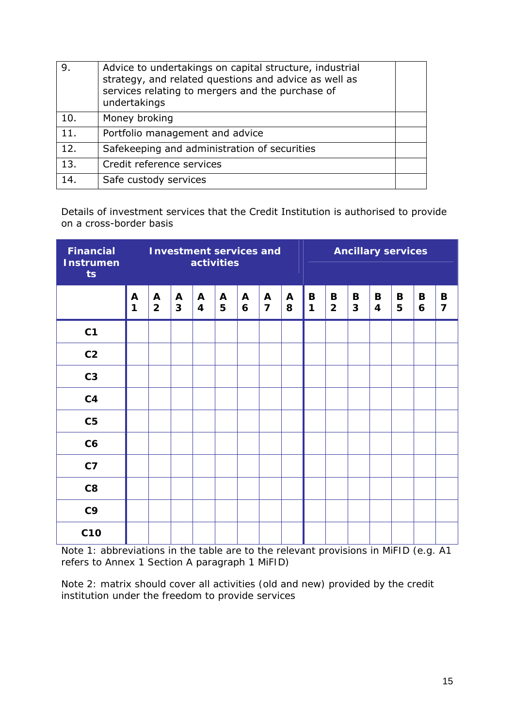| 9. | Advice to undertakings on capital structure, industrial strategy, and related questions and advice as well as services relating to mergers and the purchase of undertakings | |
|---|---|---|
| 10. | Money broking | |
| 11. | Portfolio management and advice | |
| 12. | Safekeeping and administration of securities | |
| 13. | Credit reference services | |
| 14. | Safe custody services | |

Details of investment services that the Credit Institution is authorised to provide on a cross-border basis

| Financial Instruments | Investment services and activities | | | | | | | | Ancillary services | | | | | | |
|---|---|---|---|---|---|---|---|---|---|---|---|---|---|---|---|
| | A 1 | A 2 | A 3 | A 4 | A 5 | A 6 | A 7 | A 8 | B 1 | B 2 | B 3 | B 4 | B 5 | B 6 | B 7 |
| C1 | | | | | | | | | | | | | | | |
| C2 | | | | | | | | | | | | | | | |
| C3 | | | | | | | | | | | | | | | |
| C4 | | | | | | | | | | | | | | | |
| C5 | | | | | | | | | | | | | | | |
| C6 | | | | | | | | | | | | | | | |
| C7 | | | | | | | | | | | | | | | |
| C8 | | | | | | | | | | | | | | | |
| C9 | | | | | | | | | | | | | | | |
| C10 | | | | | | | | | | | | | | | |

Note 1: abbreviations in the table are to the relevant provisions in MiFID (e.g. A1 refers to Annex 1 Section A paragraph 1 MiFID)

Note 2: matrix should cover all activities (old and new) provided by the credit institution under the freedom to provide services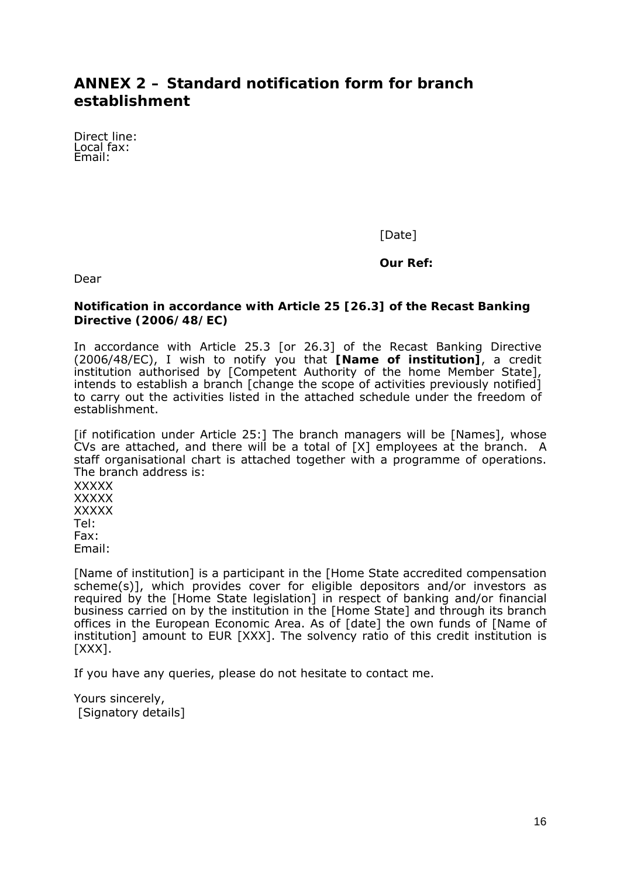## ANNEX 2 – Standard notification form for branch establishment

Direct line:
Local fax:
Email:

[Date]

**Our Ref:**

Dear

**Notification in accordance with Article 25 [26.3] of the Recast Banking Directive (2006/48/EC)**

In accordance with Article 25.3 [or 26.3] of the Recast Banking Directive (2006/48/EC), I wish to notify you that **[Name of institution]**, a credit institution authorised by [Competent Authority of the home Member State], intends to establish a branch [change the scope of activities previously notified] to carry out the activities listed in the attached schedule under the freedom of establishment.

[if notification under Article 25:] The branch managers will be [Names], whose CVs are attached, and there will be a total of [X] employees at the branch. A staff organisational chart is attached together with a programme of operations. The branch address is:
XXXXX
XXXXX
XXXXX
Tel:
Fax:
Email:

[Name of institution] is a participant in the [Home State accredited compensation scheme(s)], which provides cover for eligible depositors and/or investors as required by the [Home State legislation] in respect of banking and/or financial business carried on by the institution in the [Home State] and through its branch offices in the European Economic Area. As of [date] the own funds of [Name of institution] amount to EUR [XXX]. The solvency ratio of this credit institution is [XXX].

If you have any queries, please do not hesitate to contact me.

Yours sincerely,
[Signatory details]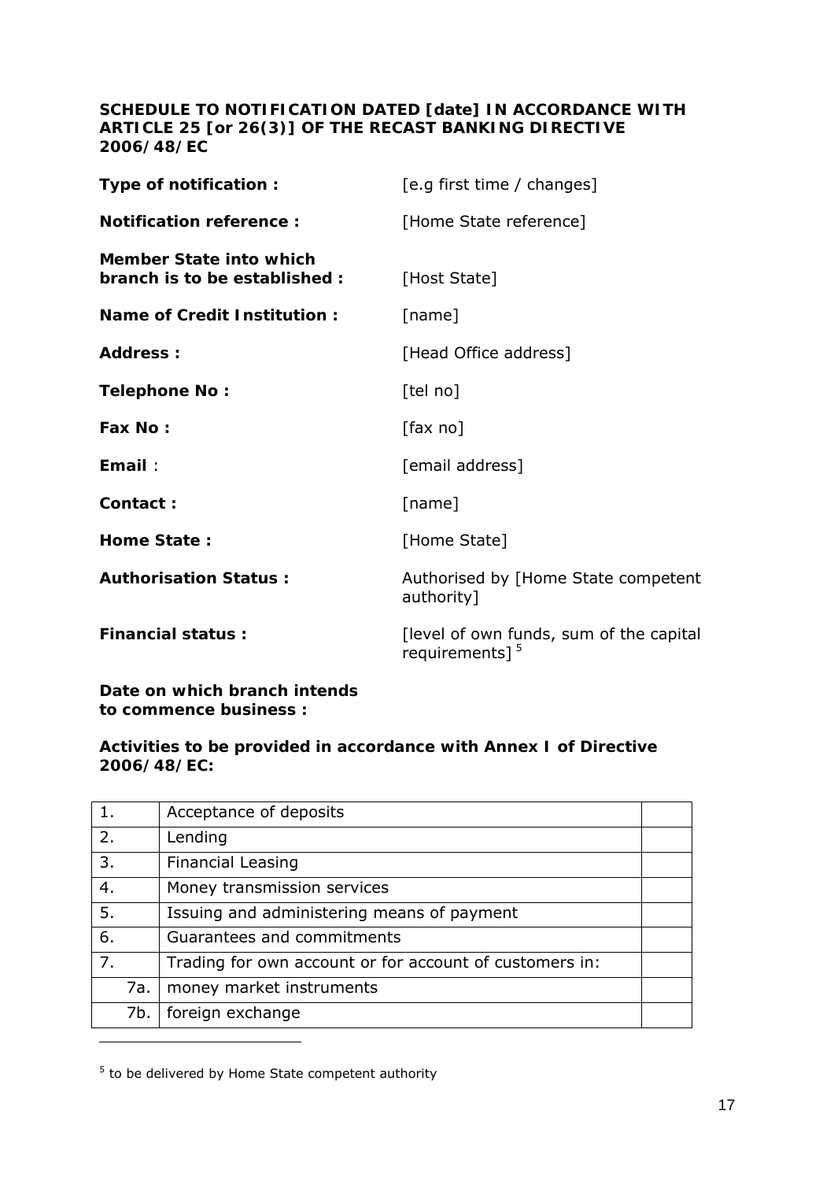**SCHEDULE TO NOTIFICATION DATED [date] IN ACCORDANCE WITH ARTICLE 25 [or 26(3)] OF THE RECAST BANKING DIRECTIVE 2006/48/EC**

| | |
|---|---|
| **Type of notification :** | [e.g first time / changes] |
| **Notification reference :** | [Home State reference] |
| **Member State into which branch is to be established :** | [Host State] |
| **Name of Credit Institution :** | [name] |
| **Address :** | [Head Office address] |
| **Telephone No :** | [tel no] |
| **Fax No :** | [fax no] |
| **Email** : | [email address] |
| **Contact :** | [name] |
| **Home State :** | [Home State] |
| **Authorisation Status :** | Authorised by [Home State competent authority] |
| **Financial status :** | [level of own funds, sum of the capital requirements] [5] |

**Date on which branch intends to commence business :**

**Activities to be provided in accordance with Annex I of Directive 2006/48/EC:**

| | | |
|---|---|---|
| 1. | Acceptance of deposits | |
| 2. | Lending | |
| 3. | Financial Leasing | |
| 4. | Money transmission services | |
| 5. | Issuing and administering means of payment | |
| 6. | Guarantees and commitments | |
| 7. | Trading for own account or for account of customers in: | |
| 7a. | money market instruments | |
| 7b. | foreign exchange | |

[5] to be delivered by Home State competent authority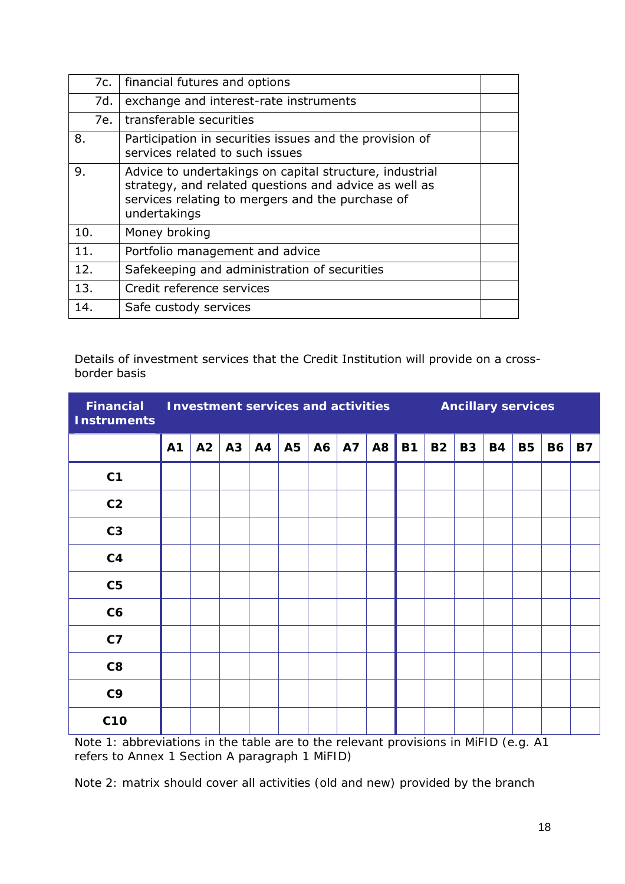| | | |
|---|---|---|
| 7c. | financial futures and options | |
| 7d. | exchange and interest-rate instruments | |
| 7e. | transferable securities | |
| 8. | Participation in securities issues and the provision of services related to such issues | |
| 9. | Advice to undertakings on capital structure, industrial strategy, and related questions and advice as well as services relating to mergers and the purchase of undertakings | |
| 10. | Money broking | |
| 11. | Portfolio management and advice | |
| 12. | Safekeeping and administration of securities | |
| 13. | Credit reference services | |
| 14. | Safe custody services | |

Details of investment services that the Credit Institution will provide on a cross-border basis

| **Financial Instruments** | **Investment services and activities** | | | | | | | | **Ancillary services** | | | | | | |
|---|---|---|---|---|---|---|---|---|---|---|---|---|---|---|---|
| | **A1** | **A2** | **A3** | **A4** | **A5** | **A6** | **A7** | **A8** | **B1** | **B2** | **B3** | **B4** | **B5** | **B6** | **B7** |
| **C1** | | | | | | | | | | | | | | | |
| **C2** | | | | | | | | | | | | | | | |
| **C3** | | | | | | | | | | | | | | | |
| **C4** | | | | | | | | | | | | | | | |
| **C5** | | | | | | | | | | | | | | | |
| **C6** | | | | | | | | | | | | | | | |
| **C7** | | | | | | | | | | | | | | | |
| **C8** | | | | | | | | | | | | | | | |
| **C9** | | | | | | | | | | | | | | | |
| **C10** | | | | | | | | | | | | | | | |

Note 1: abbreviations in the table are to the relevant provisions in MiFID (e.g. A1 refers to Annex 1 Section A paragraph 1 MiFID)

Note 2: matrix should cover all activities (old and new) provided by the branch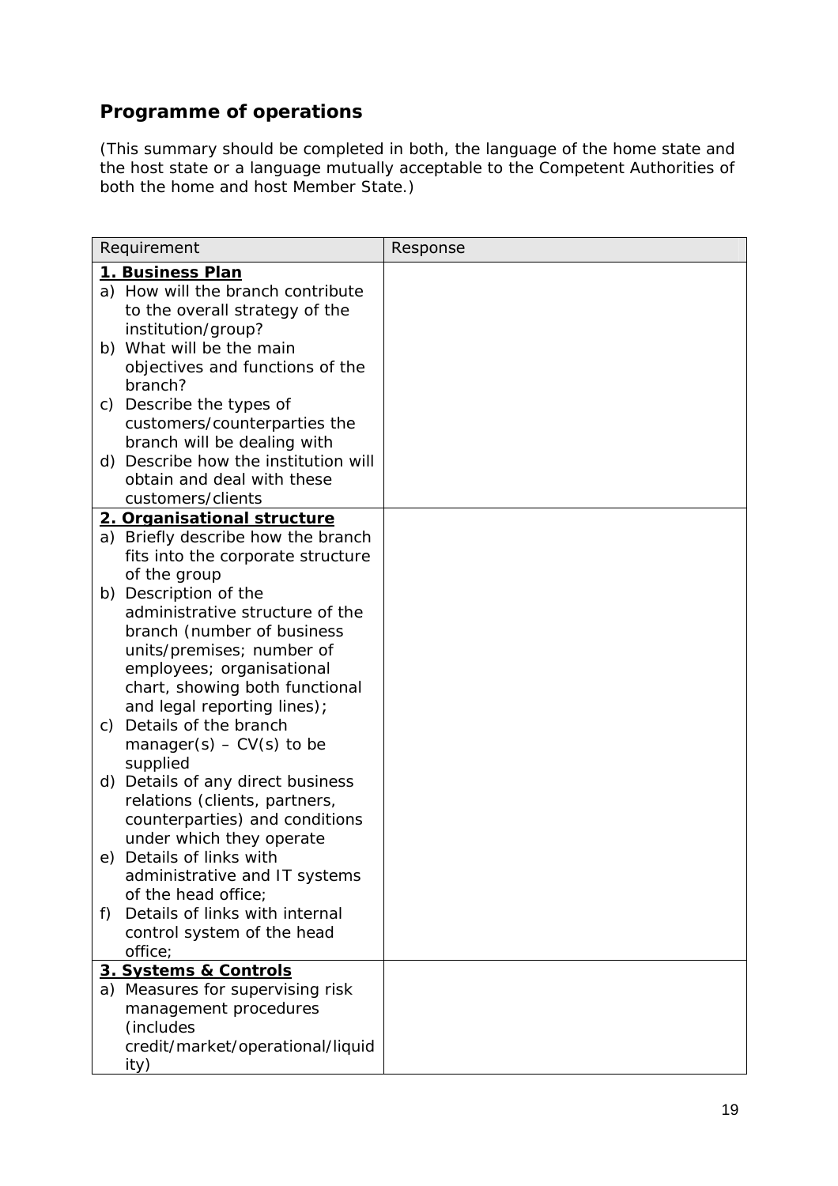## Programme of operations

*(This summary should be completed in both, the language of the home state and the host state or a language mutually acceptable to the Competent Authorities of both the home and host Member State.)*

| Requirement | Response |
|---|---|
| **1. Business Plan**<br>a) How will the branch contribute to the overall strategy of the institution/group?<br>b) What will be the main objectives and functions of the branch?<br>c) Describe the types of customers/counterparties the branch will be dealing with<br>d) Describe how the institution will obtain and deal with these customers/clients | |
| **2. Organisational structure**<br>a) Briefly describe how the branch fits into the corporate structure of the group<br>b) Description of the administrative structure of the branch (number of business units/premises; number of employees; organisational chart, showing both functional and legal reporting lines);<br>c) Details of the branch manager(s) – CV(s) to be supplied<br>d) Details of any direct business relations (clients, partners, counterparties) and conditions under which they operate<br>e) Details of links with administrative and IT systems of the head office;<br>f) Details of links with internal control system of the head office; | |
| **3. Systems & Controls**<br>a) Measures for supervising risk management procedures (includes credit/market/operational/liquidity) | |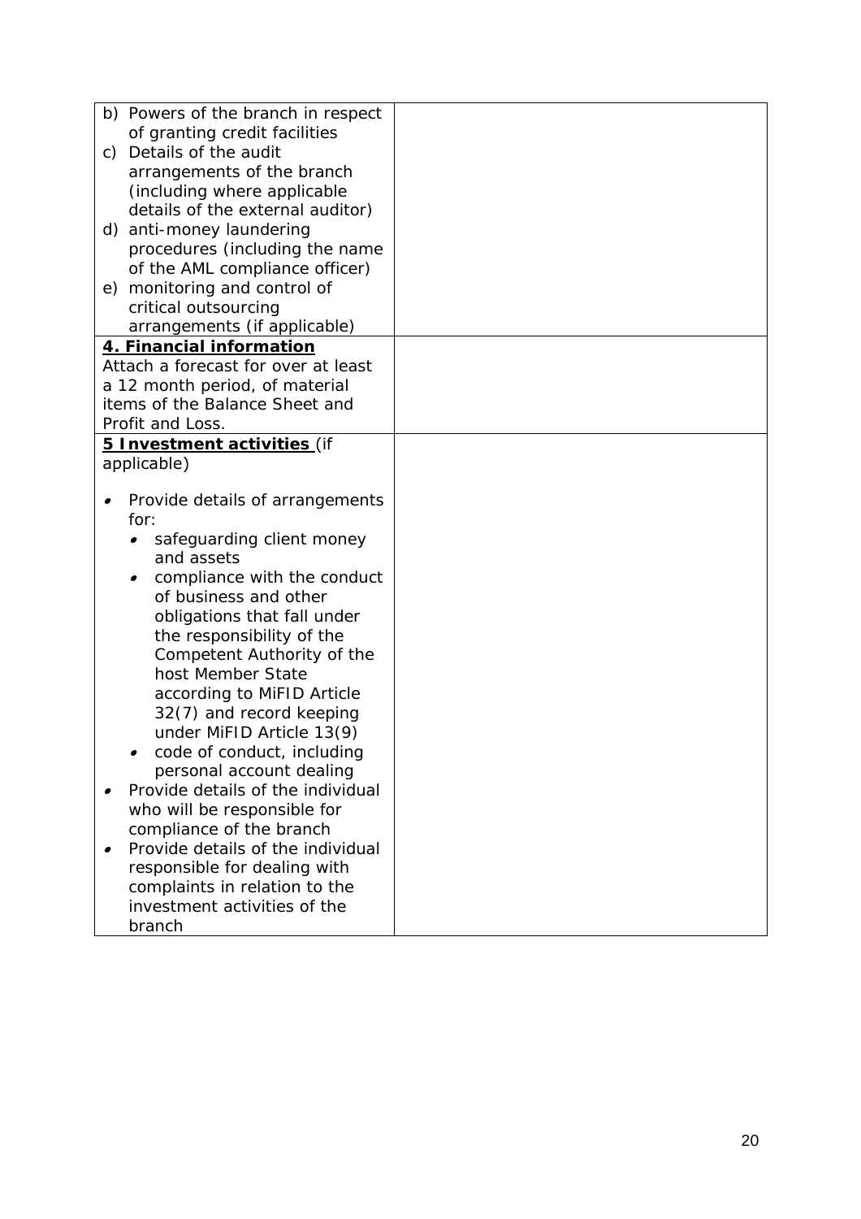| | |
|---|---|
| b) Powers of the branch in respect of granting credit facilities<br>c) Details of the audit arrangements of the branch (including where applicable details of the external auditor)<br>d) anti-money laundering procedures (including the name of the AML compliance officer)<br>e) monitoring and control of critical outsourcing arrangements (if applicable) | |
| **4. Financial information**<br>Attach a forecast for over at least a 12 month period, of material items of the Balance Sheet and Profit and Loss. | |
| **5 Investment activities** (if applicable)<br><br>• Provide details of arrangements for:<br>&nbsp;&nbsp;&nbsp;&nbsp;• safeguarding client money and assets<br>&nbsp;&nbsp;&nbsp;&nbsp;• compliance with the conduct of business and other obligations that fall under the responsibility of the Competent Authority of the host Member State according to MiFID Article 32(7) and record keeping under MiFID Article 13(9)<br>&nbsp;&nbsp;&nbsp;&nbsp;• code of conduct, including personal account dealing<br>• Provide details of the individual who will be responsible for compliance of the branch<br>• Provide details of the individual responsible for dealing with complaints in relation to the investment activities of the branch | |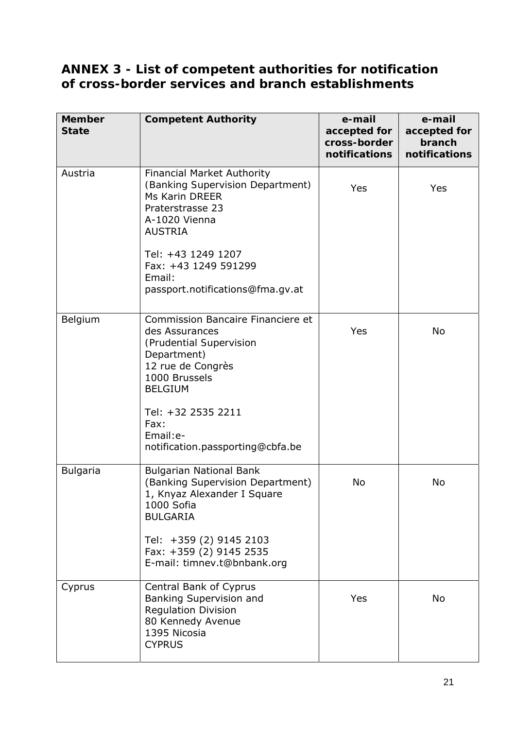## ANNEX 3 - List of competent authorities for notification of cross-border services and branch establishments

| Member State | Competent Authority | e-mail accepted for cross-border notifications | e-mail accepted for branch notifications |
|---|---|---|---|
| Austria | Financial Market Authority (Banking Supervision Department) Ms Karin DREER Praterstrasse 23 A-1020 Vienna AUSTRIA<br><br>Tel: +43 1249 1207<br>Fax: +43 1249 591299<br>Email: passport.notifications@fma.gv.at | Yes | Yes |
| Belgium | Commission Bancaire Financiere et des Assurances (Prudential Supervision Department) 12 rue de Congrès 1000 Brussels BELGIUM<br><br>Tel: +32 2535 2211<br>Fax:<br>Email:e-notification.passporting@cbfa.be | Yes | No |
| Bulgaria | Bulgarian National Bank (Banking Supervision Department) 1, Knyaz Alexander I Square 1000 Sofia BULGARIA<br><br>Tel: +359 (2) 9145 2103<br>Fax: +359 (2) 9145 2535<br>E-mail: timnev.t@bnbank.org | No | No |
| Cyprus | Central Bank of Cyprus Banking Supervision and Regulation Division 80 Kennedy Avenue 1395 Nicosia CYPRUS | Yes | No |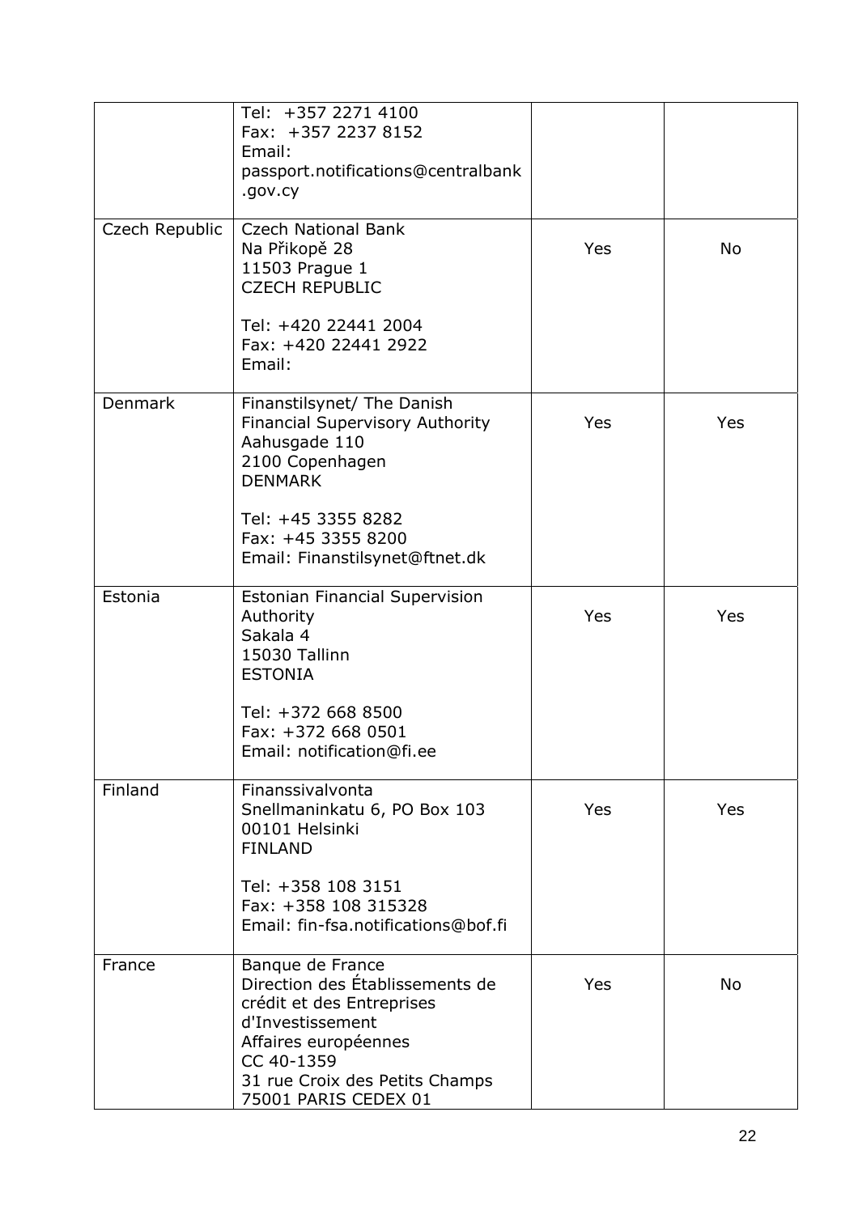| | | | |
|---|---|---|---|
| | Tel: +357 2271 4100<br>Fax: +357 2237 8152<br>Email:<br>passport.notifications@centralbank.gov.cy | | |
| Czech Republic | Czech National Bank<br>Na Přikopě 28<br>11503 Prague 1<br>CZECH REPUBLIC<br><br>Tel: +420 22441 2004<br>Fax: +420 22441 2922<br>Email: | Yes | No |
| Denmark | Finanstilsynet/ The Danish Financial Supervisory Authority<br>Aahusgade 110<br>2100 Copenhagen<br>DENMARK<br><br>Tel: +45 3355 8282<br>Fax: +45 3355 8200<br>Email: Finanstilsynet@ftnet.dk | Yes | Yes |
| Estonia | Estonian Financial Supervision Authority<br>Sakala 4<br>15030 Tallinn<br>ESTONIA<br><br>Tel: +372 668 8500<br>Fax: +372 668 0501<br>Email: notification@fi.ee | Yes | Yes |
| Finland | Finanssivalvonta<br>Snellmaninkatu 6, PO Box 103<br>00101 Helsinki<br>FINLAND<br><br>Tel: +358 108 3151<br>Fax: +358 108 315328<br>Email: fin-fsa.notifications@bof.fi | Yes | Yes |
| France | Banque de France<br>Direction des Établissements de crédit et des Entreprises d'Investissement<br>Affaires européennes<br>CC 40-1359<br>31 rue Croix des Petits Champs<br>75001 PARIS CEDEX 01 | Yes | No |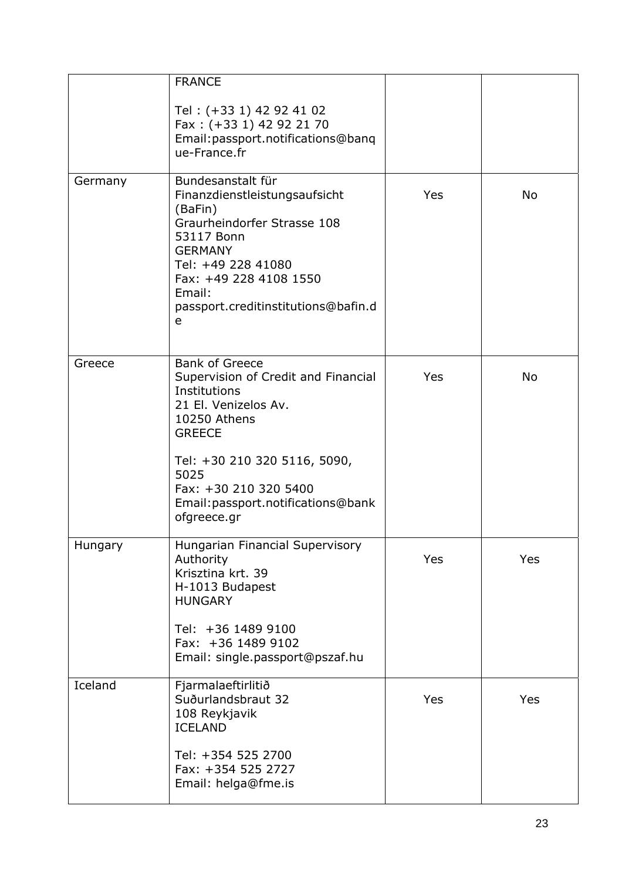| | | | |
|---|---|---|---|
| | FRANCE<br><br>Tel : (+33 1) 42 92 41 02<br>Fax : (+33 1) 42 92 21 70<br>Email:passport.notifications@banque-France.fr | | |
| Germany | Bundesanstalt für Finanzdienstleistungsaufsicht (BaFin)<br>Graurheindorfer Strasse 108<br>53117 Bonn<br>GERMANY<br>Tel: +49 228 41080<br>Fax: +49 228 4108 1550<br>Email:<br>passport.creditinstitutions@bafin.de | Yes | No |
| Greece | Bank of Greece<br>Supervision of Credit and Financial Institutions<br>21 El. Venizelos Av.<br>10250 Athens<br>GREECE<br><br>Tel: +30 210 320 5116, 5090, 5025<br>Fax: +30 210 320 5400<br>Email:passport.notifications@bankofgreece.gr | Yes | No |
| Hungary | Hungarian Financial Supervisory Authority<br>Krisztina krt. 39<br>H-1013 Budapest<br>HUNGARY<br><br>Tel: +36 1489 9100<br>Fax: +36 1489 9102<br>Email: single.passport@pszaf.hu | Yes | Yes |
| Iceland | Fjarmalaeftirlitið<br>Suðurlandsbraut 32<br>108 Reykjavik<br>ICELAND<br><br>Tel: +354 525 2700<br>Fax: +354 525 2727<br>Email: helga@fme.is | Yes | Yes |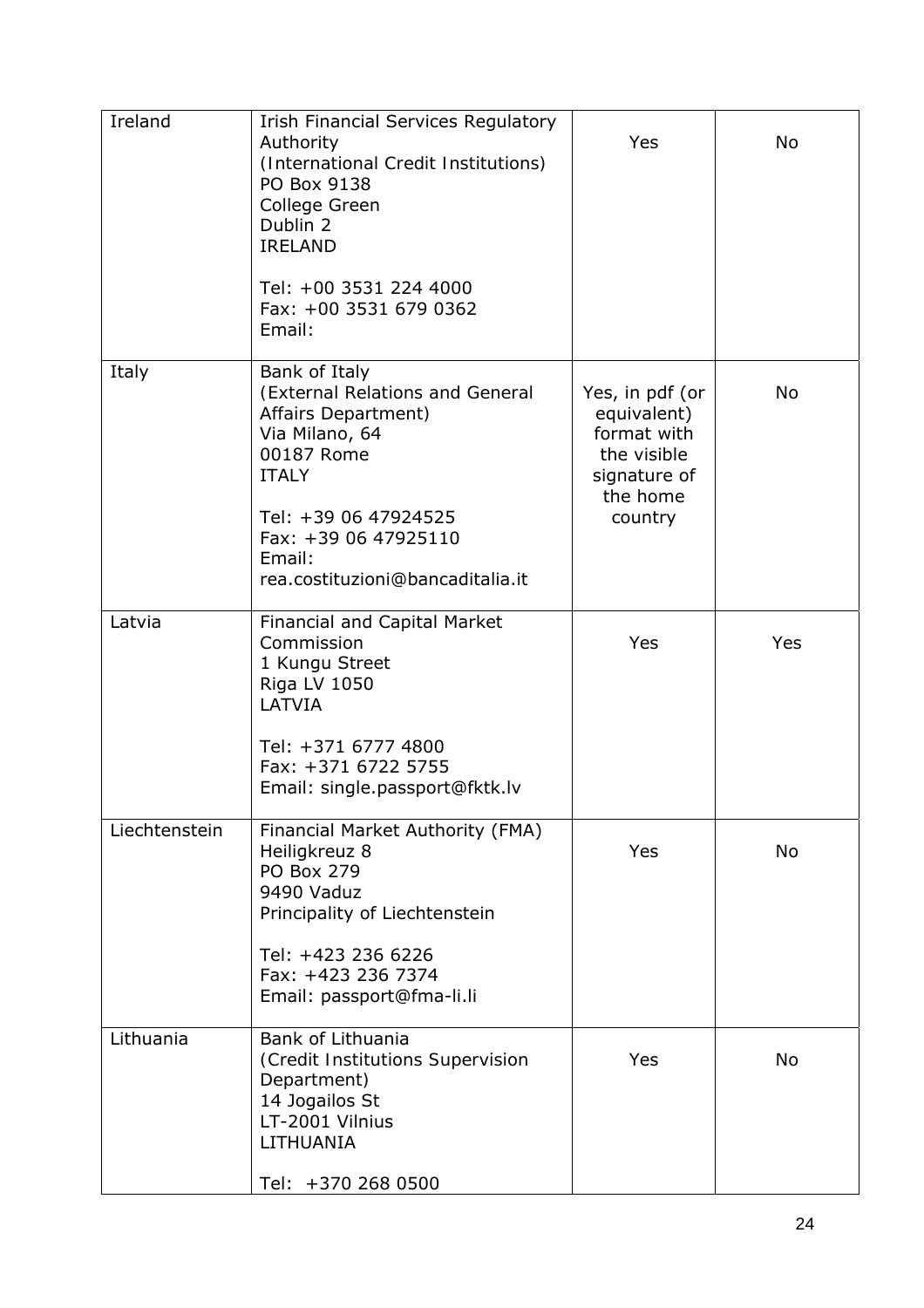| Ireland | Irish Financial Services Regulatory Authority<br>(International Credit Institutions)<br>PO Box 9138<br>College Green<br>Dublin 2<br>IRELAND<br><br>Tel: +00 3531 224 4000<br>Fax: +00 3531 679 0362<br>Email: | Yes | No |
|---|---|---|---|
| Italy | Bank of Italy<br>(External Relations and General Affairs Department)<br>Via Milano, 64<br>00187 Rome<br>ITALY<br><br>Tel: +39 06 47924525<br>Fax: +39 06 47925110<br>Email:<br>rea.costituzioni@bancaditalia.it | Yes, in pdf (or equivalent) format with the visible signature of the home country | No |
| Latvia | Financial and Capital Market Commission<br>1 Kungu Street<br>Riga LV 1050<br>LATVIA<br><br>Tel: +371 6777 4800<br>Fax: +371 6722 5755<br>Email: single.passport@fktk.lv | Yes | Yes |
| Liechtenstein | Financial Market Authority (FMA)<br>Heiligkreuz 8<br>PO Box 279<br>9490 Vaduz<br>Principality of Liechtenstein<br><br>Tel: +423 236 6226<br>Fax: +423 236 7374<br>Email: passport@fma-li.li | Yes | No |
| Lithuania | Bank of Lithuania<br>(Credit Institutions Supervision Department)<br>14 Jogailos St<br>LT-2001 Vilnius<br>LITHUANIA<br><br>Tel: +370 268 0500 | Yes | No |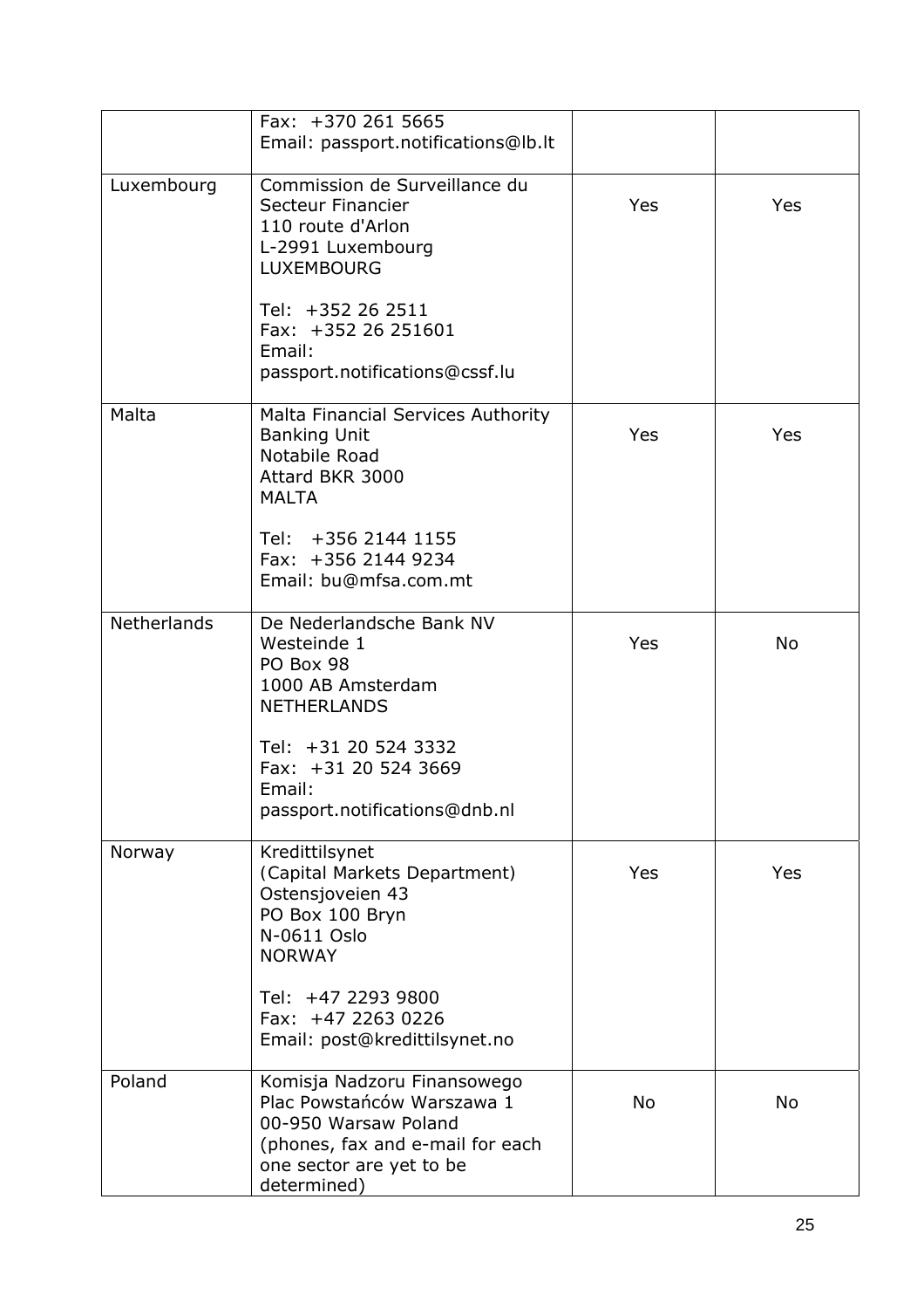|  |  |  |  |
|---|---|---|---|
|  | Fax: +370 261 5665<br>Email: passport.notifications@lb.lt |  |  |
| Luxembourg | Commission de Surveillance du Secteur Financier<br>110 route d'Arlon<br>L-2991 Luxembourg<br>LUXEMBOURG<br><br>Tel: +352 26 2511<br>Fax: +352 26 251601<br>Email:<br>passport.notifications@cssf.lu | Yes | Yes |
| Malta | Malta Financial Services Authority<br>Banking Unit<br>Notabile Road<br>Attard BKR 3000<br>MALTA<br><br>Tel: +356 2144 1155<br>Fax: +356 2144 9234<br>Email: bu@mfsa.com.mt | Yes | Yes |
| Netherlands | De Nederlandsche Bank NV<br>Westeinde 1<br>PO Box 98<br>1000 AB Amsterdam<br>NETHERLANDS<br><br>Tel: +31 20 524 3332<br>Fax: +31 20 524 3669<br>Email:<br>passport.notifications@dnb.nl | Yes | No |
| Norway | Kredittilsynet<br>(Capital Markets Department)<br>Ostensjoveien 43<br>PO Box 100 Bryn<br>N-0611 Oslo<br>NORWAY<br><br>Tel: +47 2293 9800<br>Fax: +47 2263 0226<br>Email: post@kredittilsynet.no | Yes | Yes |
| Poland | Komisja Nadzoru Finansowego<br>Plac Powstańców Warszawa 1<br>00-950 Warsaw Poland<br>(phones, fax and e-mail for each one sector are yet to be determined) | No | No |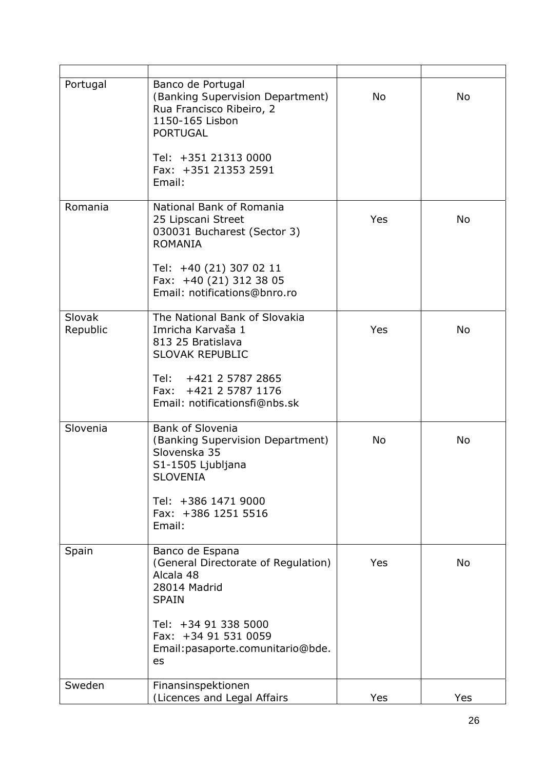| | | | |
|---|---|---|---|
| Portugal | Banco de Portugal<br>(Banking Supervision Department)<br>Rua Francisco Ribeiro, 2<br>1150-165 Lisbon<br>PORTUGAL<br><br>Tel: +351 21313 0000<br>Fax: +351 21353 2591<br>Email: | No | No |
| Romania | National Bank of Romania<br>25 Lipscani Street<br>030031 Bucharest (Sector 3)<br>ROMANIA<br><br>Tel: +40 (21) 307 02 11<br>Fax: +40 (21) 312 38 05<br>Email: notifications@bnro.ro | Yes | No |
| Slovak Republic | The National Bank of Slovakia<br>Imricha Karvaša 1<br>813 25 Bratislava<br>SLOVAK REPUBLIC<br><br>Tel: +421 2 5787 2865<br>Fax: +421 2 5787 1176<br>Email: notificationsfi@nbs.sk | Yes | No |
| Slovenia | Bank of Slovenia<br>(Banking Supervision Department)<br>Slovenska 35<br>S1-1505 Ljubljana<br>SLOVENIA<br><br>Tel: +386 1471 9000<br>Fax: +386 1251 5516<br>Email: | No | No |
| Spain | Banco de Espana<br>(General Directorate of Regulation)<br>Alcala 48<br>28014 Madrid<br>SPAIN<br><br>Tel: +34 91 338 5000<br>Fax: +34 91 531 0059<br>Email:pasaporte.comunitario@bde.es | Yes | No |
| Sweden | Finansinspektionen<br>(Licences and Legal Affairs | Yes | Yes |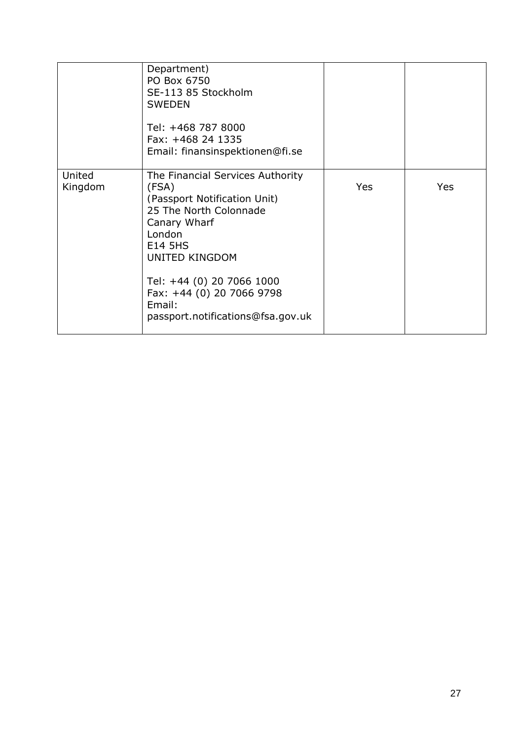| | | | |
|---|---|---|---|
| | Department)<br>PO Box 6750<br>SE-113 85 Stockholm<br>SWEDEN<br><br>Tel: +468 787 8000<br>Fax: +468 24 1335<br>Email: finansinspektionen@fi.se | | |
| United Kingdom | The Financial Services Authority (FSA)<br>(Passport Notification Unit)<br>25 The North Colonnade<br>Canary Wharf<br>London<br>E14 5HS<br>UNITED KINGDOM<br><br>Tel: +44 (0) 20 7066 1000<br>Fax: +44 (0) 20 7066 9798<br>Email: passport.notifications@fsa.gov.uk | Yes | Yes |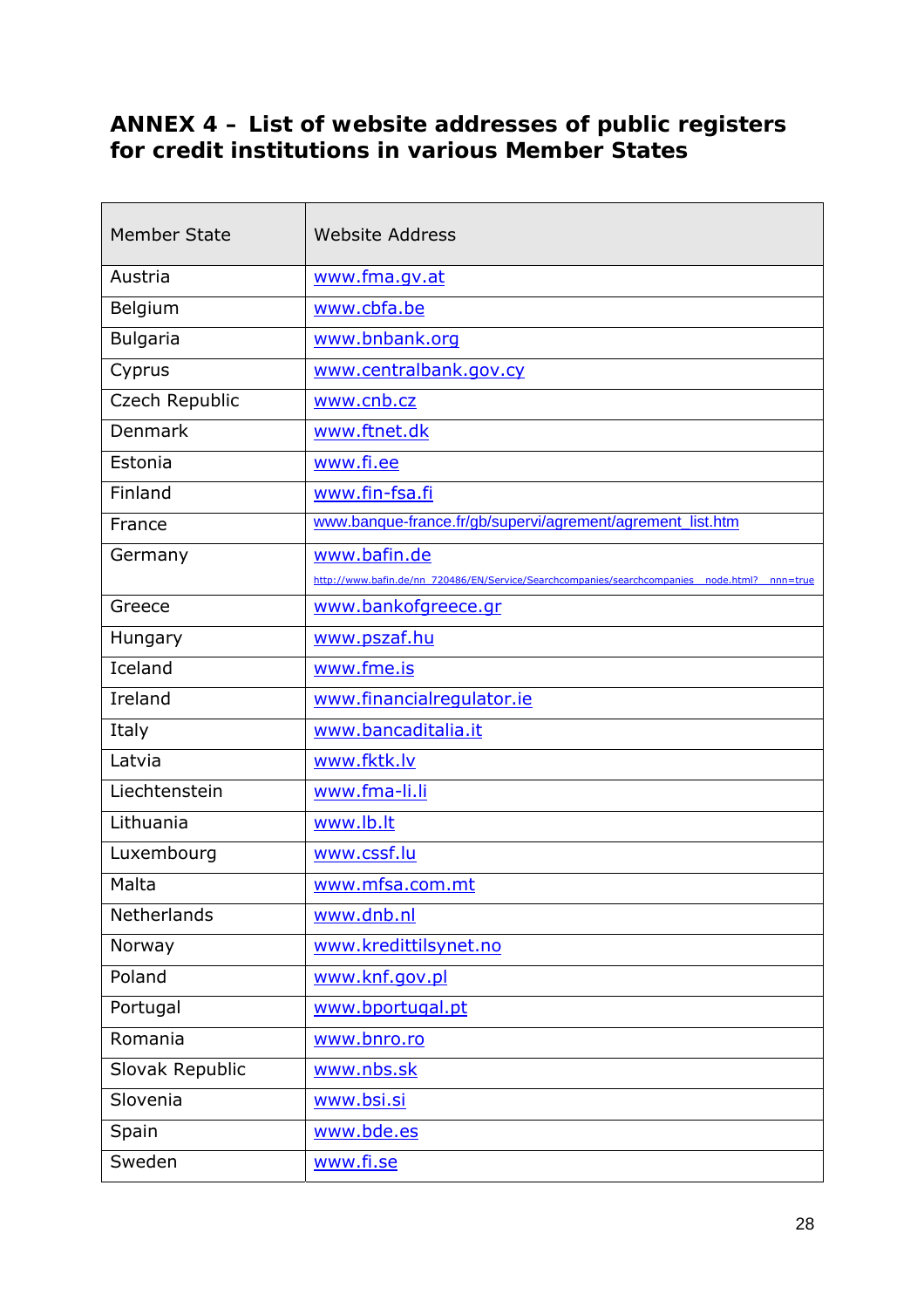# ANNEX 4 – List of website addresses of public registers for credit institutions in various Member States

| Member State | Website Address |
|---|---|
| Austria | www.fma.gv.at |
| Belgium | www.cbfa.be |
| Bulgaria | www.bnbank.org |
| Cyprus | www.centralbank.gov.cy |
| Czech Republic | www.cnb.cz |
| Denmark | www.ftnet.dk |
| Estonia | www.fi.ee |
| Finland | www.fin-fsa.fi |
| France | www.banque-france.fr/gb/supervi/agrement/agrement_list.htm |
| Germany | www.bafin.de<br>http://www.bafin.de/nn_720486/EN/Service/Searchcompanies/searchcompanies__node.html?__nnn=true |
| Greece | www.bankofgreece.gr |
| Hungary | www.pszaf.hu |
| Iceland | www.fme.is |
| Ireland | www.financialregulator.ie |
| Italy | www.bancaditalia.it |
| Latvia | www.fktk.lv |
| Liechtenstein | www.fma-li.li |
| Lithuania | www.lb.lt |
| Luxembourg | www.cssf.lu |
| Malta | www.mfsa.com.mt |
| Netherlands | www.dnb.nl |
| Norway | www.kredittilsynet.no |
| Poland | www.knf.gov.pl |
| Portugal | www.bportugal.pt |
| Romania | www.bnro.ro |
| Slovak Republic | www.nbs.sk |
| Slovenia | www.bsi.si |
| Spain | www.bde.es |
| Sweden | www.fi.se |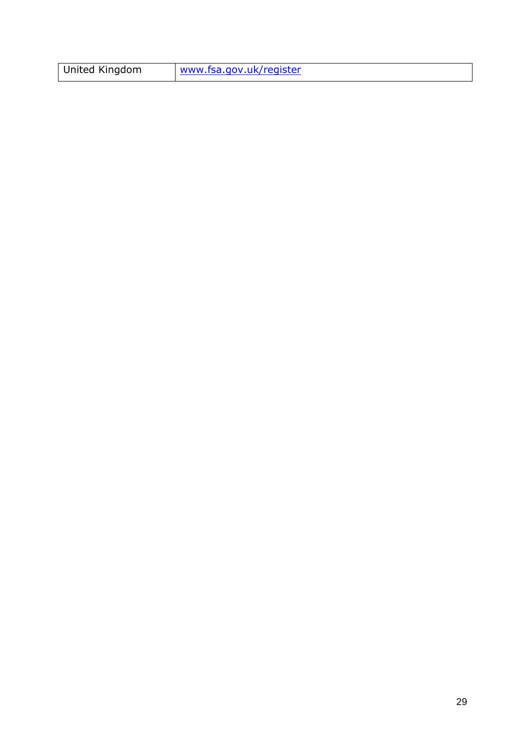| United Kingdom | www.fsa.gov.uk/register |
| --- | --- |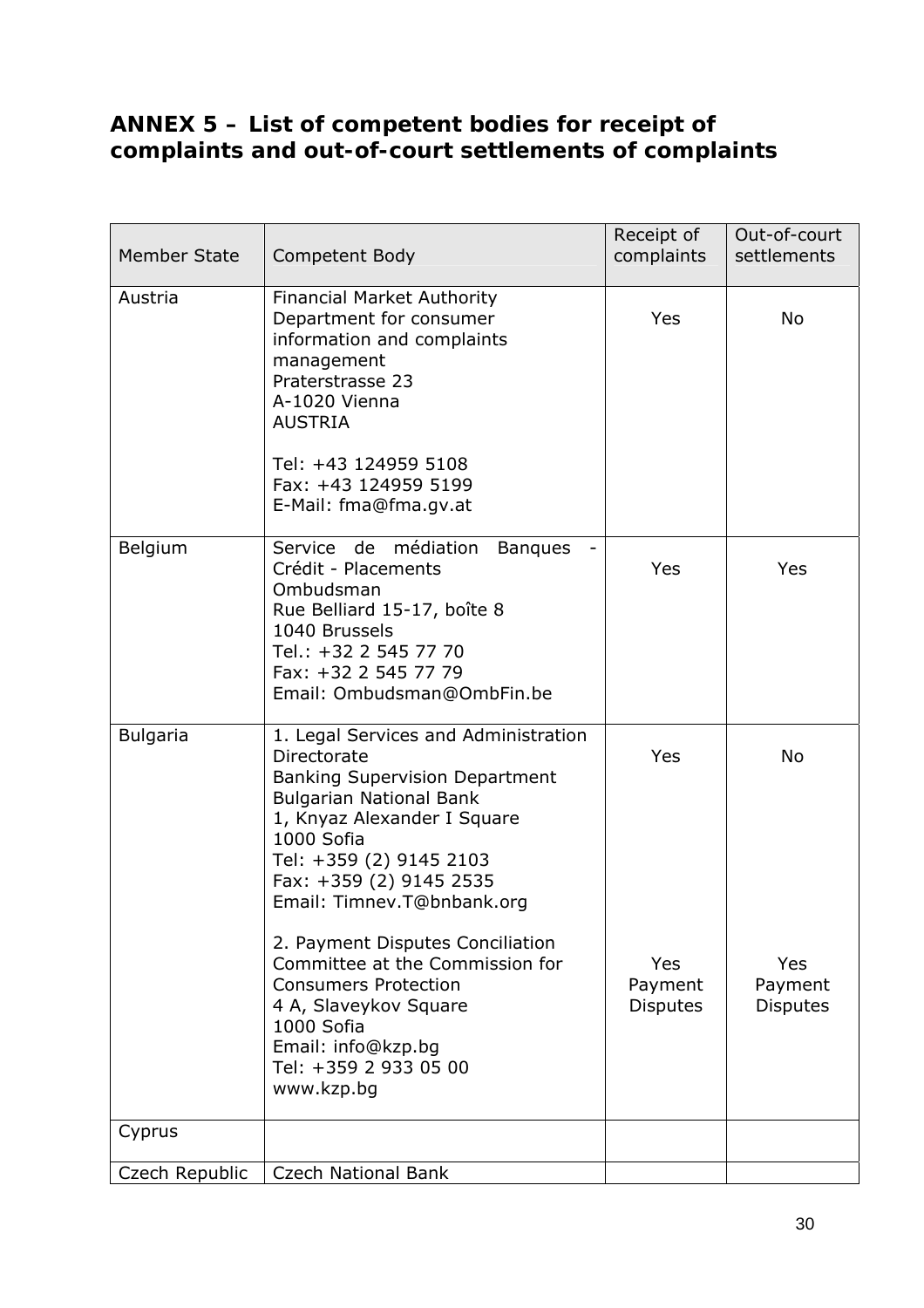## ANNEX 5 – List of competent bodies for receipt of complaints and out-of-court settlements of complaints

| Member State | Competent Body | Receipt of complaints | Out-of-court settlements |
|---|---|---|---|
| Austria | Financial Market Authority<br>Department for consumer information and complaints management<br>Praterstrasse 23<br>A-1020 Vienna<br>AUSTRIA<br><br>Tel: +43 124959 5108<br>Fax: +43 124959 5199<br>E-Mail: fma@fma.gv.at | Yes | No |
| Belgium | Service de médiation Banques - Crédit - Placements<br>Ombudsman<br>Rue Belliard 15-17, boîte 8<br>1040 Brussels<br>Tel.: +32 2 545 77 70<br>Fax: +32 2 545 77 79<br>Email: Ombudsman@OmbFin.be | Yes | Yes |
| Bulgaria | 1. Legal Services and Administration Directorate<br>Banking Supervision Department<br>Bulgarian National Bank<br>1, Knyaz Alexander I Square<br>1000 Sofia<br>Tel: +359 (2) 9145 2103<br>Fax: +359 (2) 9145 2535<br>Email: Timnev.T@bnbank.org<br><br>2. Payment Disputes Conciliation Committee at the Commission for Consumers Protection<br>4 A, Slaveykov Square<br>1000 Sofia<br>Email: info@kzp.bg<br>Tel: +359 2 933 05 00<br>www.kzp.bg | Yes<br><br><br><br><br><br><br><br><br><br>Yes<br>Payment Disputes | No<br><br><br><br><br><br><br><br><br><br>Yes<br>Payment Disputes |
| Cyprus | | | |
| Czech Republic | Czech National Bank | | |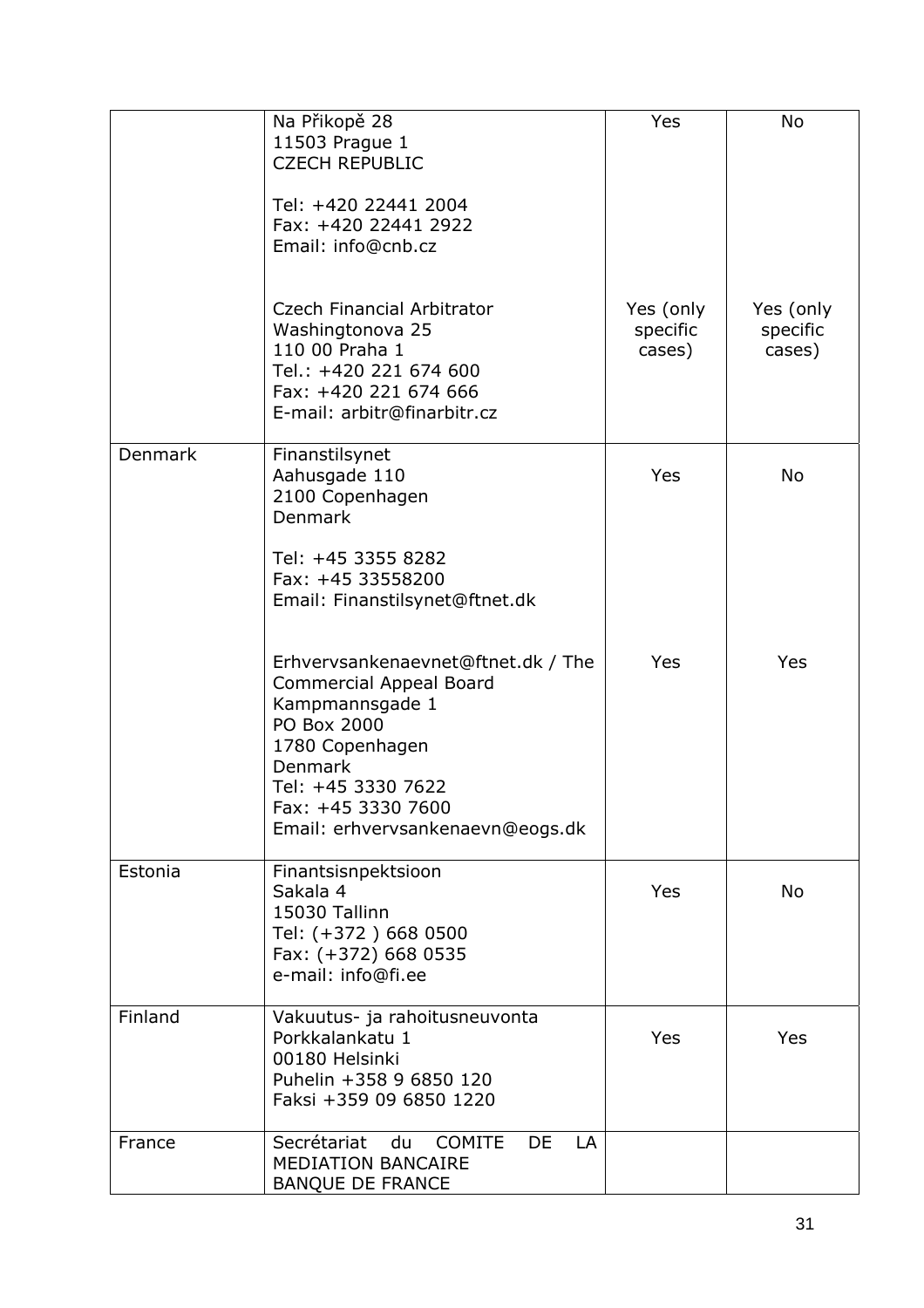| | | | |
|---|---|---|---|
| | Na Přikopě 28<br>11503 Prague 1<br>CZECH REPUBLIC<br><br>Tel: +420 22441 2004<br>Fax: +420 22441 2922<br>Email: info@cnb.cz | Yes | No |
| | Czech Financial Arbitrator<br>Washingtonova 25<br>110 00 Praha 1<br>Tel.: +420 221 674 600<br>Fax: +420 221 674 666<br>E-mail: arbitr@finarbitr.cz | Yes (only specific cases) | Yes (only specific cases) |
| Denmark | Finanstilsynet<br>Aahusgade 110<br>2100 Copenhagen<br>Denmark<br><br>Tel: +45 3355 8282<br>Fax: +45 33558200<br>Email: Finanstilsynet@ftnet.dk | Yes | No |
| | Erhvervsankenaevnet@ftnet.dk / The Commercial Appeal Board<br>Kampmannsgade 1<br>PO Box 2000<br>1780 Copenhagen<br>Denmark<br>Tel: +45 3330 7622<br>Fax: +45 3330 7600<br>Email: erhvervsankenaevn@eogs.dk | Yes | Yes |
| Estonia | Finantsisnpektsioon<br>Sakala 4<br>15030 Tallinn<br>Tel: (+372 ) 668 0500<br>Fax: (+372) 668 0535<br>e-mail: info@fi.ee | Yes | No |
| Finland | Vakuutus- ja rahoitusneuvonta<br>Porkkalankatu 1<br>00180 Helsinki<br>Puhelin +358 9 6850 120<br>Faksi +359 09 6850 1220 | Yes | Yes |
| France | Secrétariat du COMITE DE LA MEDIATION BANCAIRE<br>BANQUE DE FRANCE | | |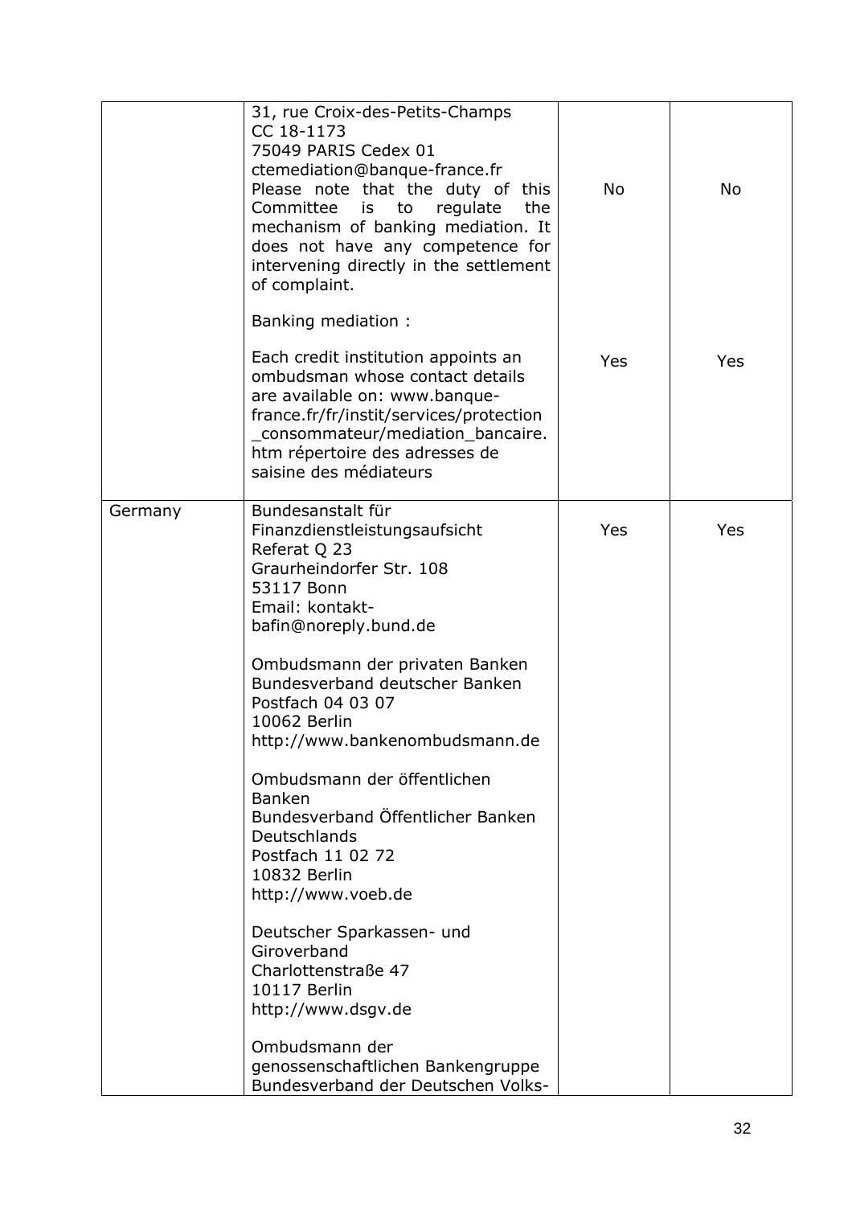| | | | |
|---|---|---|---|
| | 31, rue Croix-des-Petits-Champs<br>CC 18-1173<br>75049 PARIS Cedex 01<br>ctemediation@banque-france.fr<br>Please note that the duty of this Committee is to regulate the mechanism of banking mediation. It does not have any competence for intervening directly in the settlement of complaint. | No | No |
| | Banking mediation :<br><br>Each credit institution appoints an ombudsman whose contact details are available on: www.banque-france.fr/fr/instit/services/protection_consommateur/mediation_bancaire.htm répertoire des adresses de saisine des médiateurs | Yes | Yes |
| Germany | Bundesanstalt für Finanzdienstleistungsaufsicht<br>Referat Q 23<br>Graurheindorfer Str. 108<br>53117 Bonn<br>Email: kontakt-bafin@noreply.bund.de<br><br>Ombudsmann der privaten Banken<br>Bundesverband deutscher Banken<br>Postfach 04 03 07<br>10062 Berlin<br>http://www.bankenombudsmann.de<br><br>Ombudsmann der öffentlichen Banken<br>Bundesverband Öffentlicher Banken Deutschlands<br>Postfach 11 02 72<br>10832 Berlin<br>http://www.voeb.de<br><br>Deutscher Sparkassen- und Giroverband<br>Charlottenstraße 47<br>10117 Berlin<br>http://www.dsgv.de<br><br>Ombudsmann der genossenschaftlichen Bankengruppe<br>Bundesverband der Deutschen Volks- | Yes | Yes |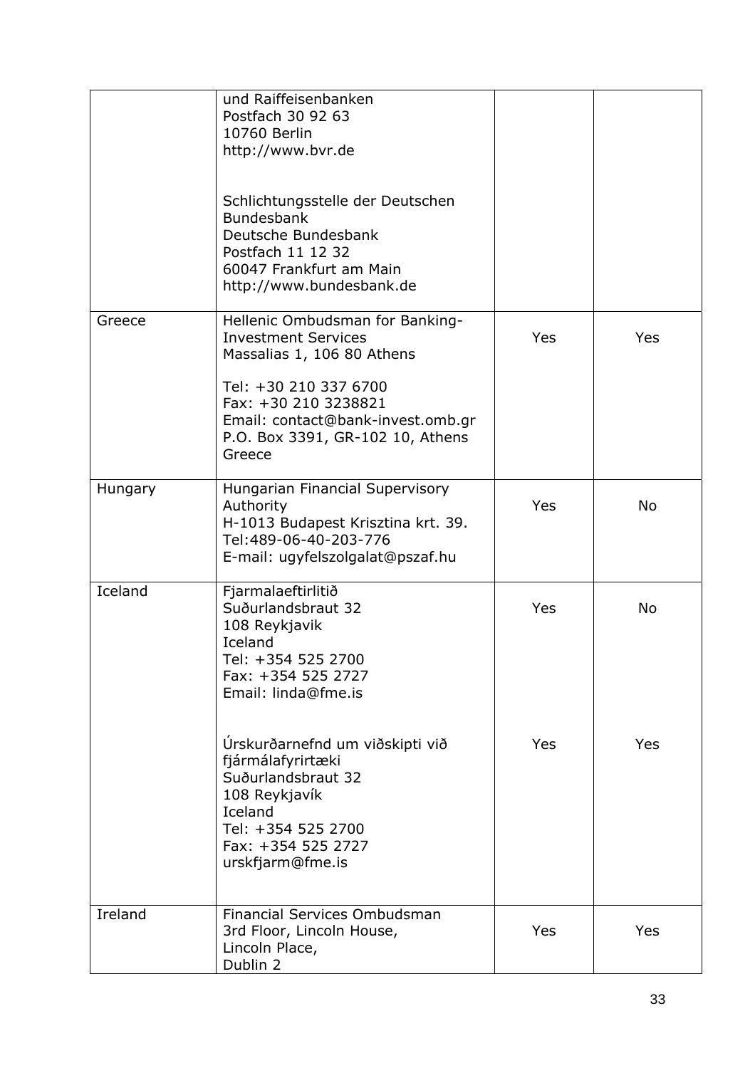| | | | |
|---|---|---|---|
| | und Raiffeisenbanken<br>Postfach 30 92 63<br>10760 Berlin<br>http://www.bvr.de<br><br>Schlichtungsstelle der Deutschen Bundesbank<br>Deutsche Bundesbank<br>Postfach 11 12 32<br>60047 Frankfurt am Main<br>http://www.bundesbank.de | | |
| Greece | Hellenic Ombudsman for Banking-Investment Services<br>Massalias 1, 106 80 Athens<br><br>Tel: +30 210 337 6700<br>Fax: +30 210 3238821<br>Email: contact@bank-invest.omb.gr<br>P.O. Box 3391, GR-102 10, Athens Greece | Yes | Yes |
| Hungary | Hungarian Financial Supervisory Authority<br>H-1013 Budapest Krisztina krt. 39.<br>Tel:489-06-40-203-776<br>E-mail: ugyfelszolgalat@pszaf.hu | Yes | No |
| Iceland | Fjarmalaeftirlitið<br>Suðurlandsbraut 32<br>108 Reykjavik<br>Iceland<br>Tel: +354 525 2700<br>Fax: +354 525 2727<br>Email: linda@fme.is | Yes | No |
| | Úrskurðarnefnd um viðskipti við fjármálafyrirtæki<br>Suðurlandsbraut 32<br>108 Reykjavík<br>Iceland<br>Tel: +354 525 2700<br>Fax: +354 525 2727<br>urskfjarm@fme.is | Yes | Yes |
| Ireland | Financial Services Ombudsman<br>3rd Floor, Lincoln House,<br>Lincoln Place,<br>Dublin 2 | Yes | Yes |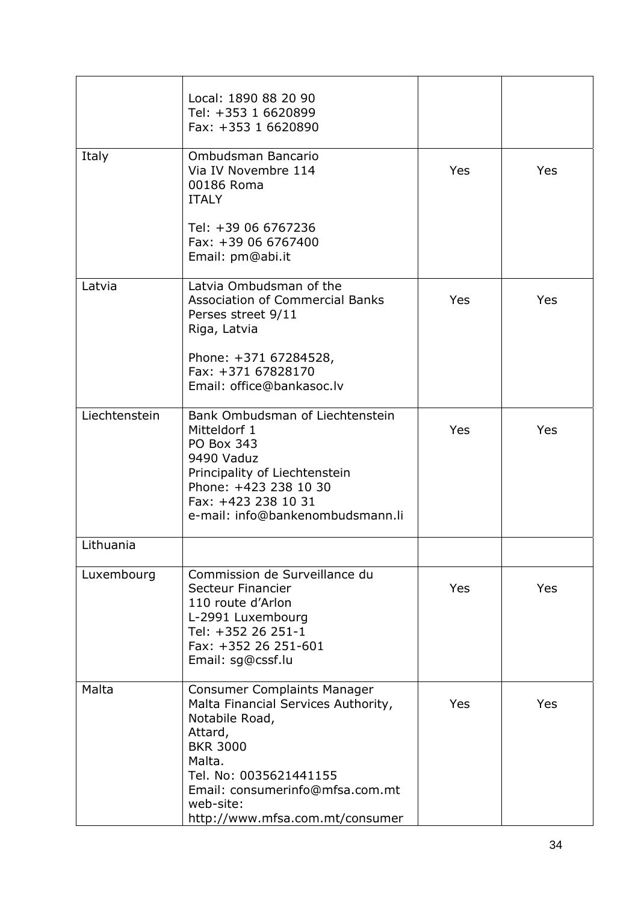| | | | |
|---|---|---|---|
| | Local: 1890 88 20 90<br>Tel: +353 1 6620899<br>Fax: +353 1 6620890 | | |
| Italy | Ombudsman Bancario<br>Via IV Novembre 114<br>00186 Roma<br>ITALY<br><br>Tel: +39 06 6767236<br>Fax: +39 06 6767400<br>Email: pm@abi.it | Yes | Yes |
| Latvia | Latvia Ombudsman of the Association of Commercial Banks<br>Perses street 9/11<br>Riga, Latvia<br><br>Phone: +371 67284528,<br>Fax: +371 67828170<br>Email: office@bankasoc.lv | Yes | Yes |
| Liechtenstein | Bank Ombudsman of Liechtenstein<br>Mitteldorf 1<br>PO Box 343<br>9490 Vaduz<br>Principality of Liechtenstein<br>Phone: +423 238 10 30<br>Fax: +423 238 10 31<br>e-mail: info@bankenombudsmann.li | Yes | Yes |
| Lithuania | | | |
| Luxembourg | Commission de Surveillance du Secteur Financier<br>110 route d'Arlon<br>L-2991 Luxembourg<br>Tel: +352 26 251-1<br>Fax: +352 26 251-601<br>Email: sg@cssf.lu | Yes | Yes |
| Malta | Consumer Complaints Manager<br>Malta Financial Services Authority,<br>Notabile Road,<br>Attard,<br>BKR 3000<br>Malta.<br>Tel. No: 0035621441155<br>Email: consumerinfo@mfsa.com.mt<br>web-site:<br>http://www.mfsa.com.mt/consumer | Yes | Yes |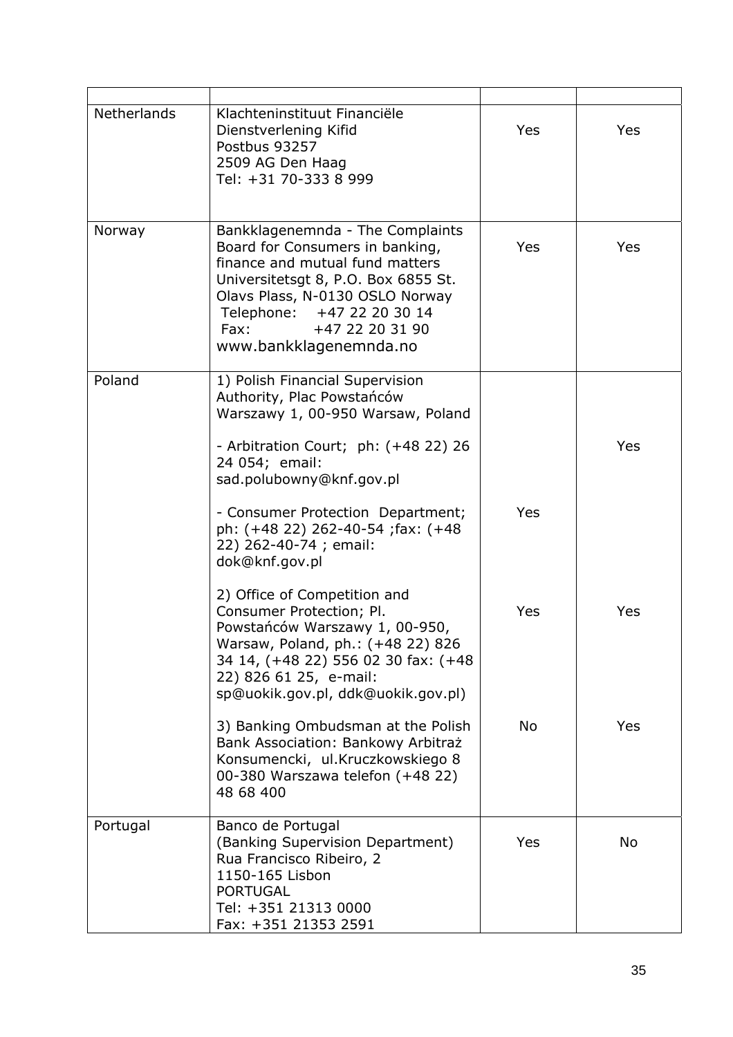| | | | |
|---|---|---|---|
| Netherlands | Klachteninstituut Financiële Dienstverlening Kifid<br>Postbus 93257<br>2509 AG Den Haag<br>Tel: +31 70-333 8 999 | Yes | Yes |
| Norway | Bankklagenemnda - The Complaints Board for Consumers in banking, finance and mutual fund matters<br>Universitetsgt 8, P.O. Box 6855 St. Olavs Plass, N-0130 OSLO Norway<br>Telephone: +47 22 20 30 14<br>Fax: +47 22 20 31 90<br>www.bankklagenemnda.no | Yes | Yes |
| Poland | 1) Polish Financial Supervision Authority, Plac Powstańców Warszawy 1, 00-950 Warsaw, Poland | | |
| | - Arbitration Court; ph: (+48 22) 26 24 054; email: sad.polubowny@knf.gov.pl | | Yes |
| | - Consumer Protection Department; ph: (+48 22) 262-40-54 ;fax: (+48 22) 262-40-74 ; email: dok@knf.gov.pl | Yes | |
| | 2) Office of Competition and Consumer Protection; Pl. Powstańców Warszawy 1, 00-950, Warsaw, Poland, ph.: (+48 22) 826 34 14, (+48 22) 556 02 30 fax: (+48 22) 826 61 25, e-mail: sp@uokik.gov.pl, ddk@uokik.gov.pl) | Yes | Yes |
| | 3) Banking Ombudsman at the Polish Bank Association: Bankowy Arbitraż Konsumencki, ul.Kruczkowskiego 8 00-380 Warszawa telefon (+48 22) 48 68 400 | No | Yes |
| Portugal | Banco de Portugal<br>(Banking Supervision Department)<br>Rua Francisco Ribeiro, 2<br>1150-165 Lisbon<br>PORTUGAL<br>Tel: +351 21313 0000<br>Fax: +351 21353 2591 | Yes | No |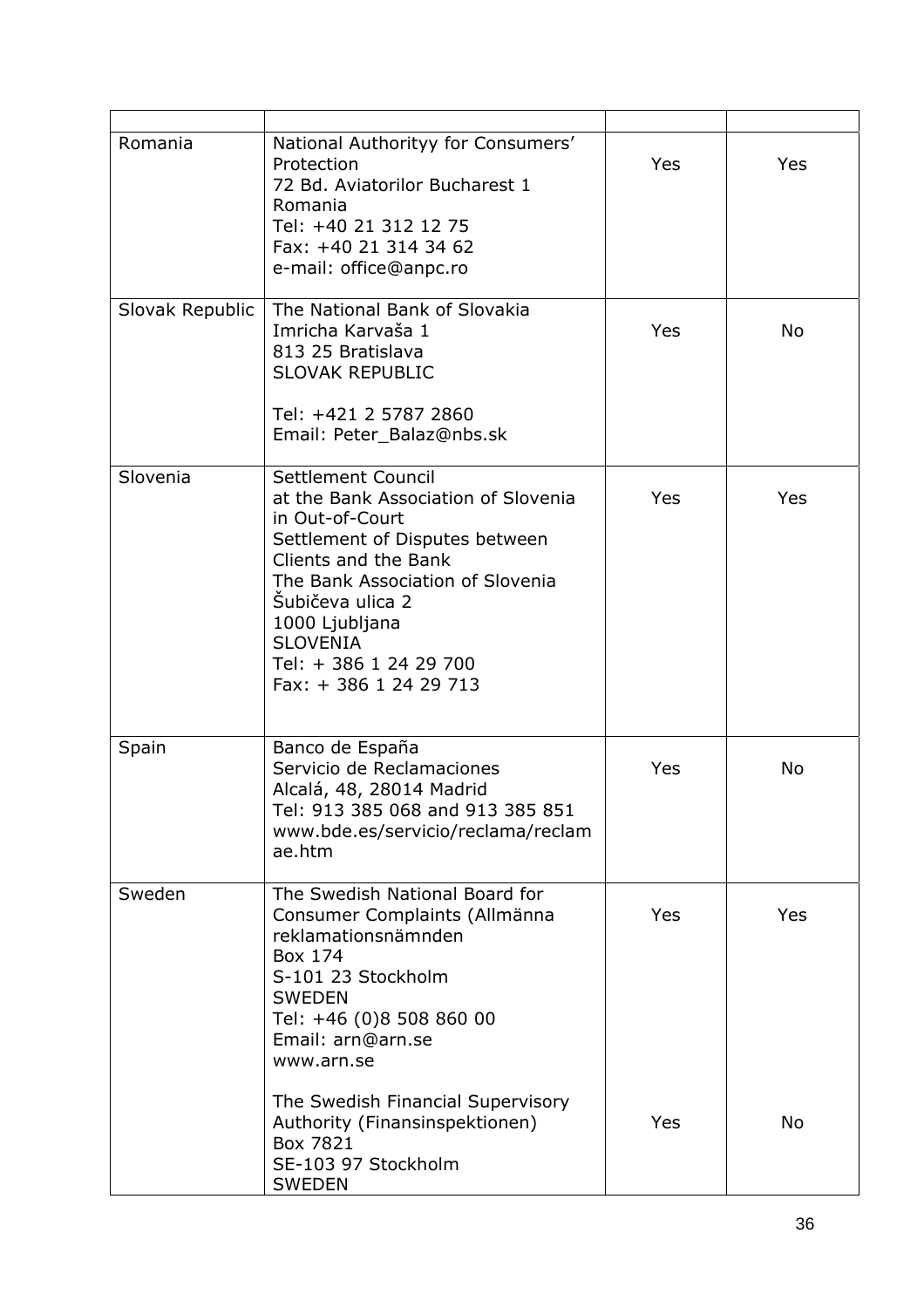| | | | |
|---|---|---|---|
| Romania | National Authorityy for Consumers' Protection<br>72 Bd. Aviatorilor Bucharest 1<br>Romania<br>Tel: +40 21 312 12 75<br>Fax: +40 21 314 34 62<br>e-mail: office@anpc.ro | Yes | Yes |
| Slovak Republic | The National Bank of Slovakia<br>Imricha Karvaša 1<br>813 25 Bratislava<br>SLOVAK REPUBLIC<br><br>Tel: +421 2 5787 2860<br>Email: Peter_Balaz@nbs.sk | Yes | No |
| Slovenia | Settlement Council<br>at the Bank Association of Slovenia in Out-of-Court<br>Settlement of Disputes between Clients and the Bank<br>The Bank Association of Slovenia<br>Šubičeva ulica 2<br>1000 Ljubljana<br>SLOVENIA<br>Tel: + 386 1 24 29 700<br>Fax: + 386 1 24 29 713 | Yes | Yes |
| Spain | Banco de España<br>Servicio de Reclamaciones<br>Alcalá, 48, 28014 Madrid<br>Tel: 913 385 068 and 913 385 851<br>www.bde.es/servicio/reclama/reclamae.htm | Yes | No |
| Sweden | The Swedish National Board for Consumer Complaints (Allmänna reklamationsnämnden<br>Box 174<br>S-101 23 Stockholm<br>SWEDEN<br>Tel: +46 (0)8 508 860 00<br>Email: arn@arn.se<br>www.arn.se | Yes | Yes |
| | The Swedish Financial Supervisory Authority (Finansinspektionen)<br>Box 7821<br>SE-103 97 Stockholm<br>SWEDEN | Yes | No |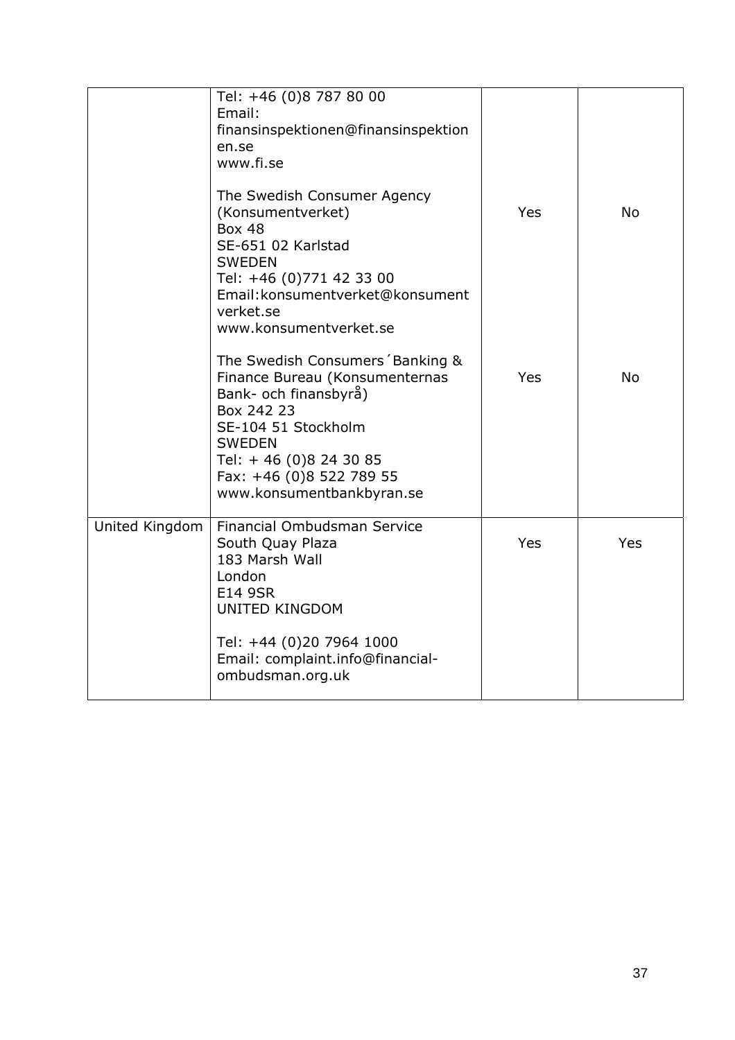| | | | |
|---|---|---|---|
| | Tel: +46 (0)8 787 80 00<br>Email:<br>finansinspektionen@finansinspektionen.se<br>www.fi.se | | |
| | The Swedish Consumer Agency (Konsumentverket)<br>Box 48<br>SE-651 02 Karlstad<br>SWEDEN<br>Tel: +46 (0)771 42 33 00<br>Email:konsumentverket@konsumentverket.se<br>www.konsumentverket.se | Yes | No |
| | The Swedish Consumers´Banking & Finance Bureau (Konsumenternas Bank- och finansbyrå)<br>Box 242 23<br>SE-104 51 Stockholm<br>SWEDEN<br>Tel: + 46 (0)8 24 30 85<br>Fax: +46 (0)8 522 789 55<br>www.konsumentbankbyran.se | Yes | No |
| United Kingdom | Financial Ombudsman Service<br>South Quay Plaza<br>183 Marsh Wall<br>London<br>E14 9SR<br>UNITED KINGDOM<br><br>Tel: +44 (0)20 7964 1000<br>Email: complaint.info@financial-ombudsman.org.uk | Yes | Yes |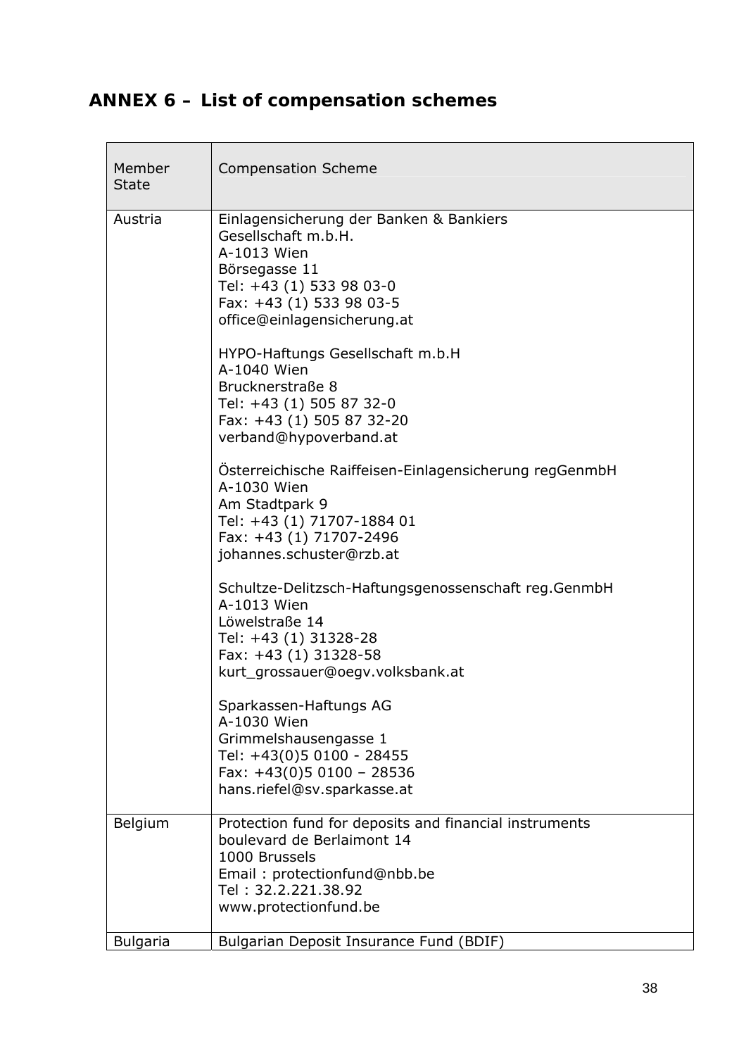## ANNEX 6 – List of compensation schemes

| Member State | Compensation Scheme |
|---|---|
| Austria | Einlagensicherung der Banken & Bankiers<br>Gesellschaft m.b.H.<br>A-1013 Wien<br>Börsegasse 11<br>Tel: +43 (1) 533 98 03-0<br>Fax: +43 (1) 533 98 03-5<br>office@einlagensicherung.at<br><br>HYPO-Haftungs Gesellschaft m.b.H<br>A-1040 Wien<br>Brucknerstraße 8<br>Tel: +43 (1) 505 87 32-0<br>Fax: +43 (1) 505 87 32-20<br>verband@hypoverband.at<br><br>Österreichische Raiffeisen-Einlagensicherung regGenmbH<br>A-1030 Wien<br>Am Stadtpark 9<br>Tel: +43 (1) 71707-1884 01<br>Fax: +43 (1) 71707-2496<br>johannes.schuster@rzb.at<br><br>Schultze-Delitzsch-Haftungsgenossenschaft reg.GenmbH<br>A-1013 Wien<br>Löwelstraße 14<br>Tel: +43 (1) 31328-28<br>Fax: +43 (1) 31328-58<br>kurt_grossauer@oegv.volksbank.at<br><br>Sparkassen-Haftungs AG<br>A-1030 Wien<br>Grimmelshausengasse 1<br>Tel: +43(0)5 0100 - 28455<br>Fax: +43(0)5 0100 – 28536<br>hans.riefel@sv.sparkasse.at |
| Belgium | Protection fund for deposits and financial instruments<br>boulevard de Berlaimont 14<br>1000 Brussels<br>Email : protectionfund@nbb.be<br>Tel : 32.2.221.38.92<br>www.protectionfund.be |
| Bulgaria | Bulgarian Deposit Insurance Fund (BDIF) |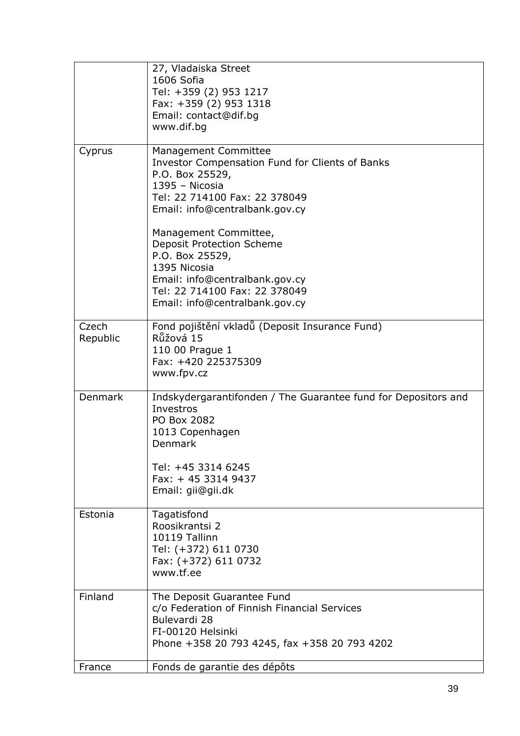| | |
|---|---|
| | 27, Vladaiska Street<br>1606 Sofia<br>Tel: +359 (2) 953 1217<br>Fax: +359 (2) 953 1318<br>Email: contact@dif.bg<br>www.dif.bg |
| Cyprus | Management Committee<br>Investor Compensation Fund for Clients of Banks<br>P.O. Box 25529,<br>1395 – Nicosia<br>Tel: 22 714100 Fax: 22 378049<br>Email: info@centralbank.gov.cy<br><br>Management Committee,<br>Deposit Protection Scheme<br>P.O. Box 25529,<br>1395 Nicosia<br>Email: info@centralbank.gov.cy<br>Tel: 22 714100 Fax: 22 378049<br>Email: info@centralbank.gov.cy |
| Czech Republic | Fond pojištění vkladů (Deposit Insurance Fund)<br>Růžová 15<br>110 00 Prague 1<br>Fax: +420 225375309<br>www.fpv.cz |
| Denmark | Indskydergarantifonden / The Guarantee fund for Depositors and Investros<br>PO Box 2082<br>1013 Copenhagen<br>Denmark<br><br>Tel: +45 3314 6245<br>Fax: + 45 3314 9437<br>Email: gii@gii.dk |
| Estonia | Tagatisfond<br>Roosikrantsi 2<br>10119 Tallinn<br>Tel: (+372) 611 0730<br>Fax: (+372) 611 0732<br>www.tf.ee |
| Finland | The Deposit Guarantee Fund<br>c/o Federation of Finnish Financial Services<br>Bulevardi 28<br>FI-00120 Helsinki<br>Phone +358 20 793 4245, fax +358 20 793 4202 |
| France | Fonds de garantie des dépôts |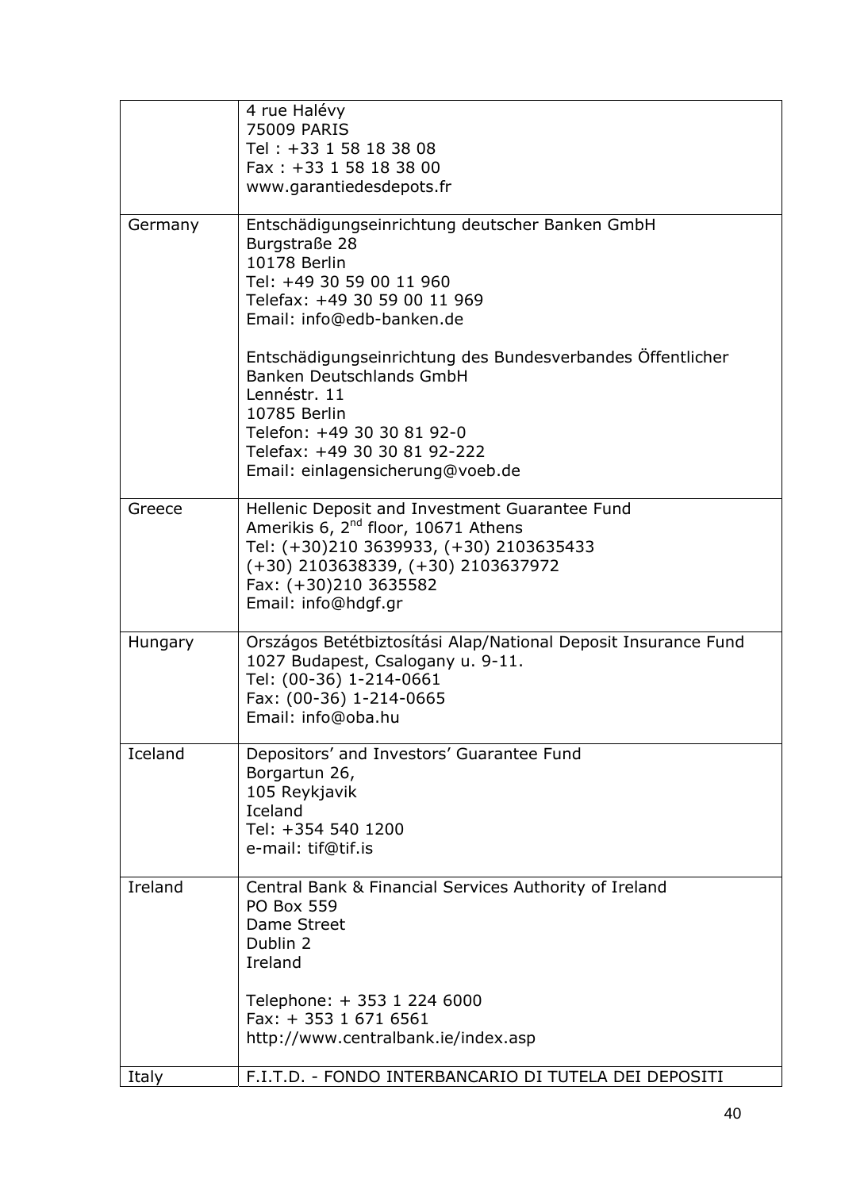| | |
|---|---|
| | 4 rue Halévy<br>75009 PARIS<br>Tel : +33 1 58 18 38 08<br>Fax : +33 1 58 18 38 00<br>www.garantiedesdepots.fr |
| Germany | Entschädigungseinrichtung deutscher Banken GmbH<br>Burgstraße 28<br>10178 Berlin<br>Tel: +49 30 59 00 11 960<br>Telefax: +49 30 59 00 11 969<br>Email: info@edb-banken.de<br><br>Entschädigungseinrichtung des Bundesverbandes Öffentlicher Banken Deutschlands GmbH<br>Lennéstr. 11<br>10785 Berlin<br>Telefon: +49 30 30 81 92-0<br>Telefax: +49 30 30 81 92-222<br>Email: einlagensicherung@voeb.de |
| Greece | Hellenic Deposit and Investment Guarantee Fund<br>Amerikis 6, 2nd floor, 10671 Athens<br>Tel: (+30)210 3639933, (+30) 2103635433<br>(+30) 2103638339, (+30) 2103637972<br>Fax: (+30)210 3635582<br>Email: info@hdgf.gr |
| Hungary | Országos Betétbiztosítási Alap/National Deposit Insurance Fund<br>1027 Budapest, Csalogany u. 9-11.<br>Tel: (00-36) 1-214-0661<br>Fax: (00-36) 1-214-0665<br>Email: info@oba.hu |
| Iceland | Depositors' and Investors' Guarantee Fund<br>Borgartun 26,<br>105 Reykjavik<br>Iceland<br>Tel: +354 540 1200<br>e-mail: tif@tif.is |
| Ireland | Central Bank & Financial Services Authority of Ireland<br>PO Box 559<br>Dame Street<br>Dublin 2<br>Ireland<br><br>Telephone: + 353 1 224 6000<br>Fax: + 353 1 671 6561<br>http://www.centralbank.ie/index.asp |
| Italy | F.I.T.D. - FONDO INTERBANCARIO DI TUTELA DEI DEPOSITI |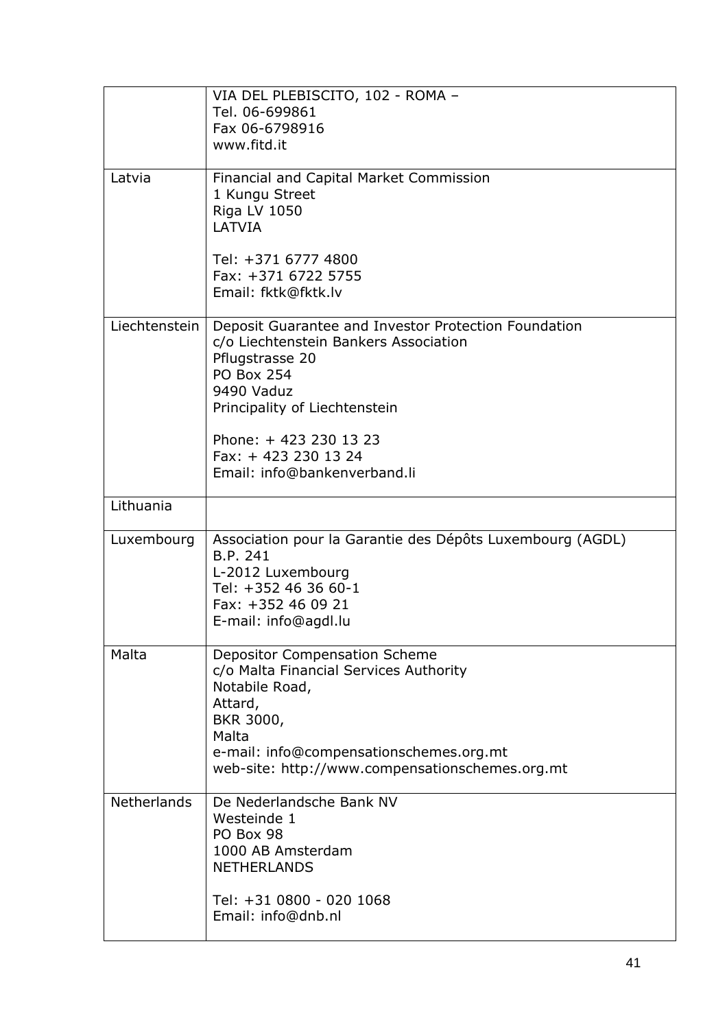| | |
|---|---|
| | VIA DEL PLEBISCITO, 102 - ROMA –<br>Tel. 06-699861<br>Fax 06-6798916<br>www.fitd.it |
| Latvia | Financial and Capital Market Commission<br>1 Kungu Street<br>Riga LV 1050<br>LATVIA<br><br>Tel: +371 6777 4800<br>Fax: +371 6722 5755<br>Email: fktk@fktk.lv |
| Liechtenstein | Deposit Guarantee and Investor Protection Foundation<br>c/o Liechtenstein Bankers Association<br>Pflugstrasse 20<br>PO Box 254<br>9490 Vaduz<br>Principality of Liechtenstein<br><br>Phone: + 423 230 13 23<br>Fax: + 423 230 13 24<br>Email: info@bankenverband.li |
| Lithuania | |
| Luxembourg | Association pour la Garantie des Dépôts Luxembourg (AGDL)<br>B.P. 241<br>L-2012 Luxembourg<br>Tel: +352 46 36 60-1<br>Fax: +352 46 09 21<br>E-mail: info@agdl.lu |
| Malta | Depositor Compensation Scheme<br>c/o Malta Financial Services Authority<br>Notabile Road,<br>Attard,<br>BKR 3000,<br>Malta<br>e-mail: info@compensationschemes.org.mt<br>web-site: http://www.compensationschemes.org.mt |
| Netherlands | De Nederlandsche Bank NV<br>Westeinde 1<br>PO Box 98<br>1000 AB Amsterdam<br>NETHERLANDS<br><br>Tel: +31 0800 - 020 1068<br>Email: info@dnb.nl |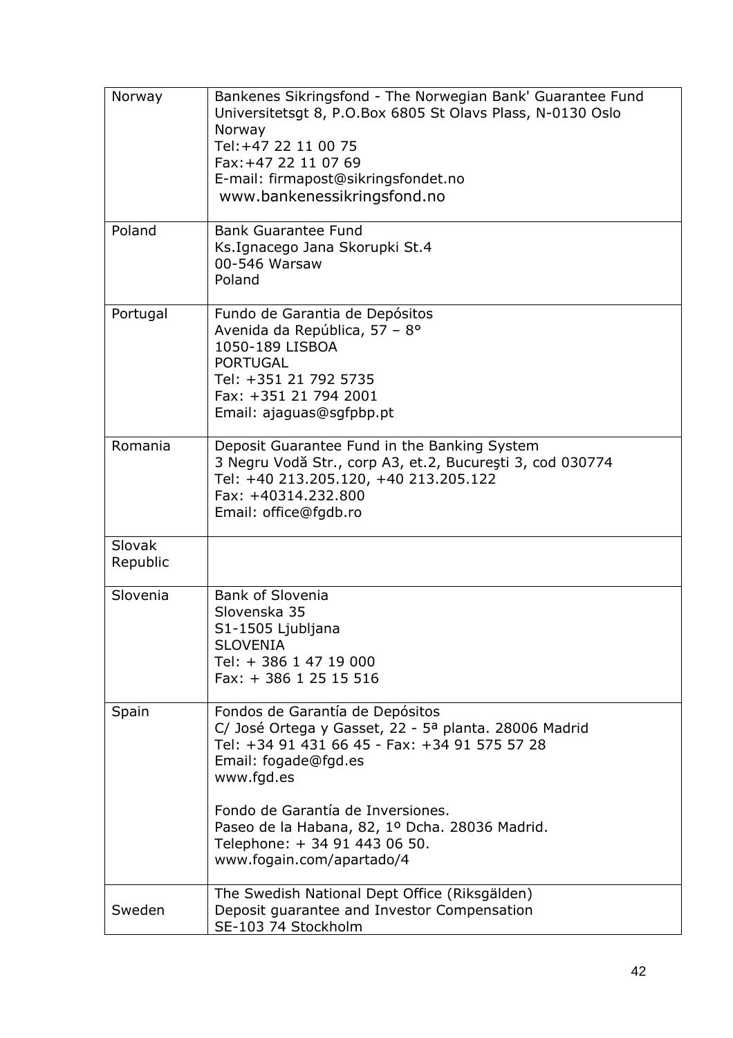| Norway | Bankenes Sikringsfond - The Norwegian Bank' Guarantee Fund<br>Universitetsgt 8, P.O.Box 6805 St Olavs Plass, N-0130 Oslo<br>Norway<br>Tel:+47 22 11 00 75<br>Fax:+47 22 11 07 69<br>E-mail: firmapost@sikringsfondet.no<br>www.bankenessikringsfond.no |
|---|---|
| Poland | Bank Guarantee Fund<br>Ks.Ignacego Jana Skorupki St.4<br>00-546 Warsaw<br>Poland |
| Portugal | Fundo de Garantia de Depósitos<br>Avenida da República, 57 – 8°<br>1050-189 LISBOA<br>PORTUGAL<br>Tel: +351 21 792 5735<br>Fax: +351 21 794 2001<br>Email: ajaguas@sgfpbp.pt |
| Romania | Deposit Guarantee Fund in the Banking System<br>3 Negru Vodă Str., corp A3, et.2, Bucureşti 3, cod 030774<br>Tel: +40 213.205.120, +40 213.205.122<br>Fax: +40314.232.800<br>Email: office@fgdb.ro |
| Slovak Republic | |
| Slovenia | Bank of Slovenia<br>Slovenska 35<br>S1-1505 Ljubljana<br>SLOVENIA<br>Tel: + 386 1 47 19 000<br>Fax: + 386 1 25 15 516 |
| Spain | Fondos de Garantía de Depósitos<br>C/ José Ortega y Gasset, 22 - 5ª planta. 28006 Madrid<br>Tel: +34 91 431 66 45 - Fax: +34 91 575 57 28<br>Email: fogade@fgd.es<br>www.fgd.es<br><br>Fondo de Garantía de Inversiones.<br>Paseo de la Habana, 82, 1º Dcha. 28036 Madrid.<br>Telephone: + 34 91 443 06 50.<br>www.fogain.com/apartado/4 |
| Sweden | The Swedish National Dept Office (Riksgälden)<br>Deposit guarantee and Investor Compensation<br>SE-103 74 Stockholm |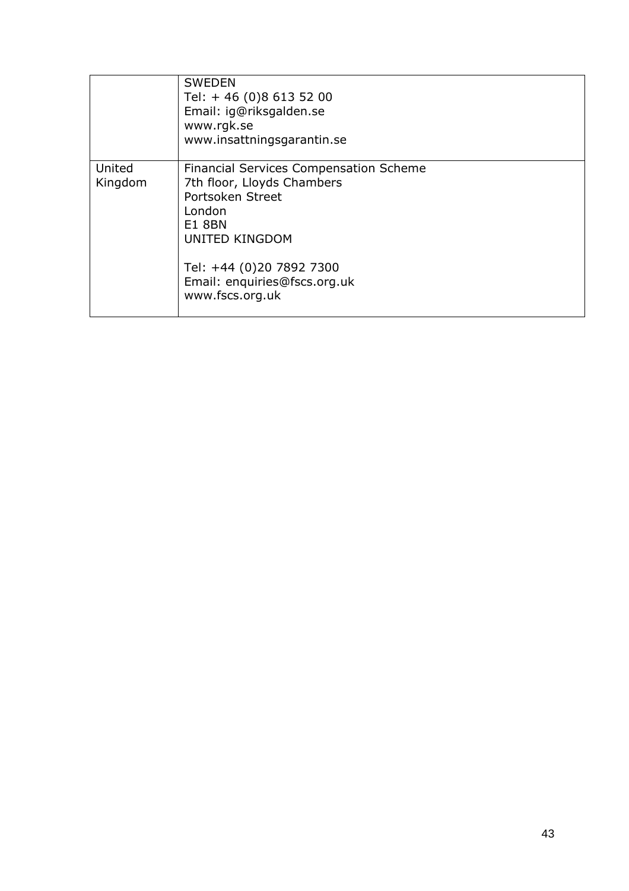| | |
|---|---|
| | SWEDEN<br>Tel: + 46 (0)8 613 52 00<br>Email: ig@riksgalden.se<br>www.rgk.se<br>www.insattningsgarantin.se |
| United Kingdom | Financial Services Compensation Scheme<br>7th floor, Lloyds Chambers<br>Portsoken Street<br>London<br>E1 8BN<br>UNITED KINGDOM<br><br>Tel: +44 (0)20 7892 7300<br>Email: enquiries@fscs.org.uk<br>www.fscs.org.uk |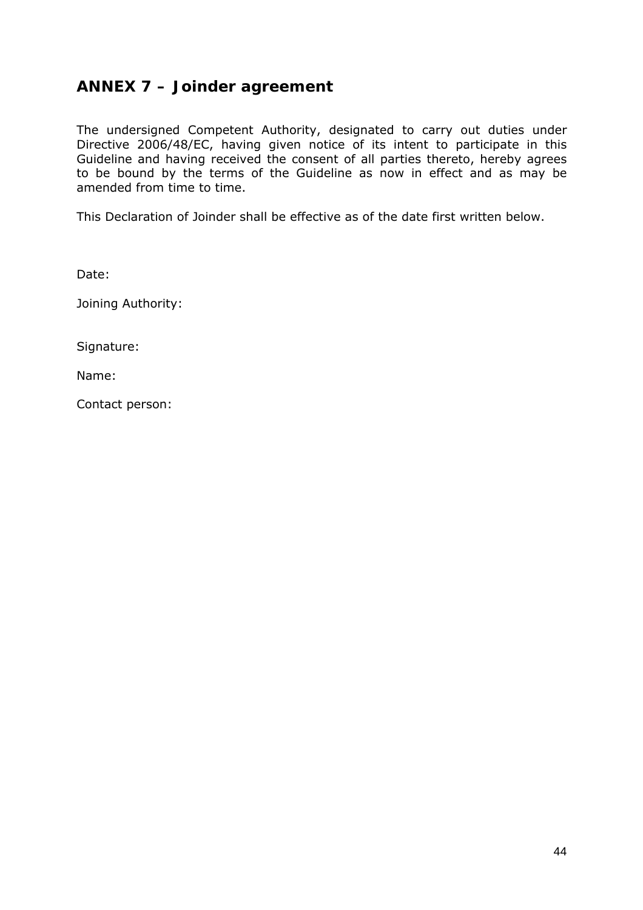## ANNEX 7 – Joinder agreement

The undersigned Competent Authority, designated to carry out duties under Directive 2006/48/EC, having given notice of its intent to participate in this Guideline and having received the consent of all parties thereto, hereby agrees to be bound by the terms of the Guideline as now in effect and as may be amended from time to time.

This Declaration of Joinder shall be effective as of the date first written below.

Date:

Joining Authority:

Signature:

Name:

Contact person: